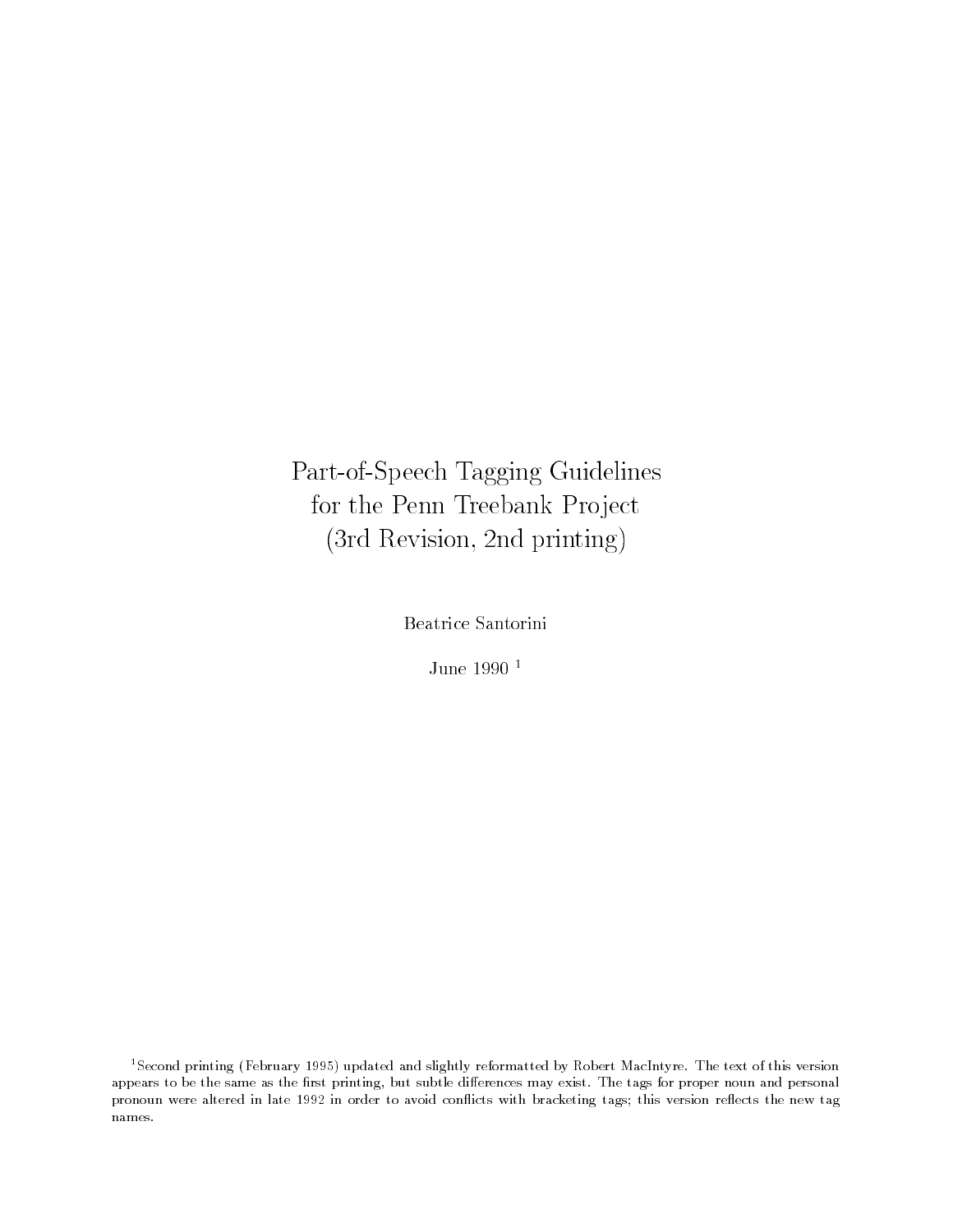# Part-of-Speech Tagging Guidelines for the Penn Treebank Project (3rd Revision, 2nd printing)

Beatrice Santorini

June 1990 [1]

[1] Second printing (February 1995) updated and slightly reformatted by Robert MacIntyre. The text of this version appears to be the same as the first printing, but subtle differences may exist. The tags for proper noun and personal pronoun were altered in late 1992 in order to avoid conflicts with bracketing tags; this version reflects the new tag names.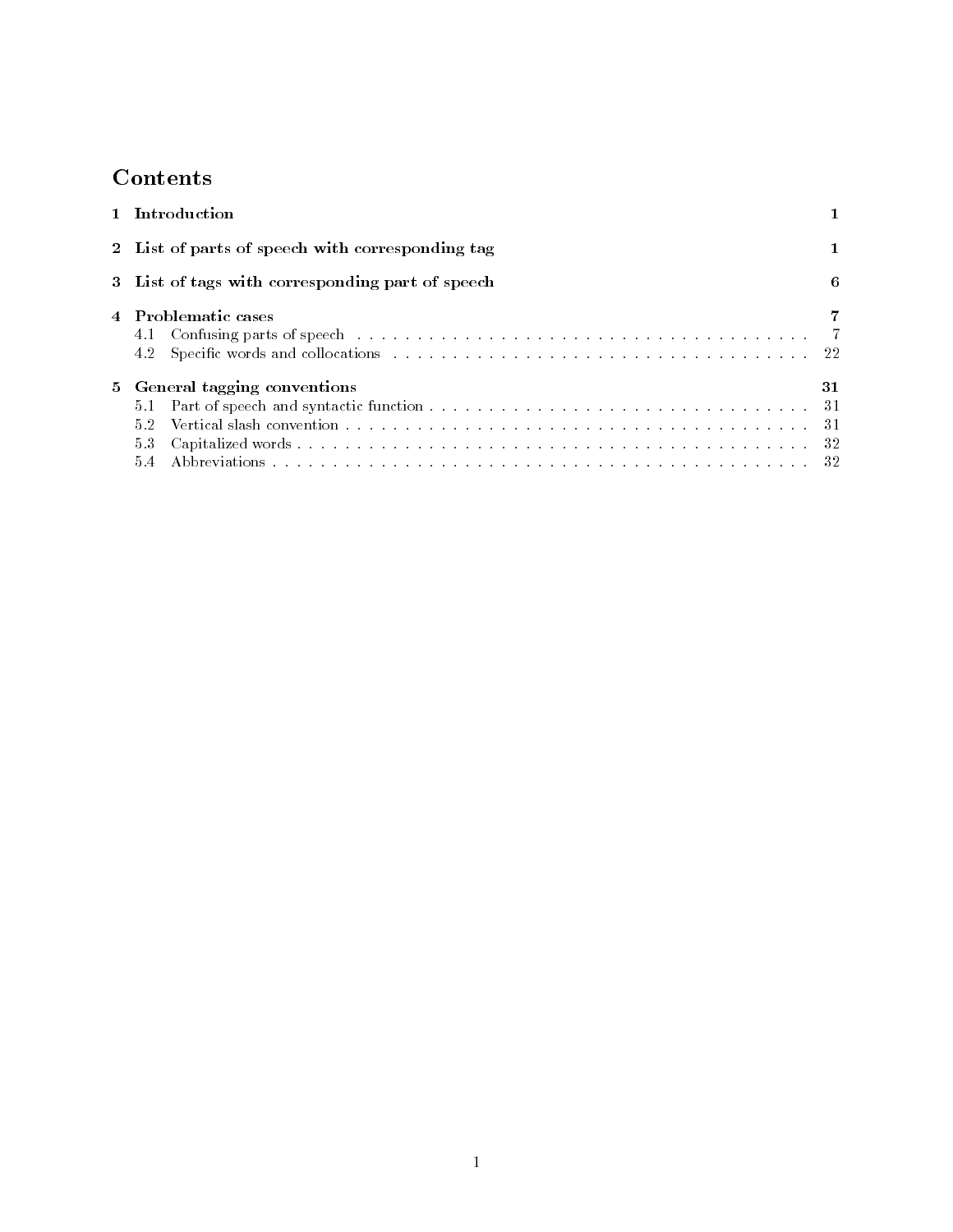# Contents

| | | |
|---|---|---|
| **1** | **Introduction** | **1** |
| **2** | **List of parts of speech with corresponding tag** | **1** |
| **3** | **List of tags with corresponding part of speech** | **6** |
| **4** | **Problematic cases** | **7** |
| 4.1 | Confusing parts of speech | 7 |
| 4.2 | Specific words and collocations | 22 |
| **5** | **General tagging conventions** | **31** |
| 5.1 | Part of speech and syntactic function | 31 |
| 5.2 | Vertical slash convention | 31 |
| 5.3 | Capitalized words | 32 |
| 5.4 | Abbreviations | 32 |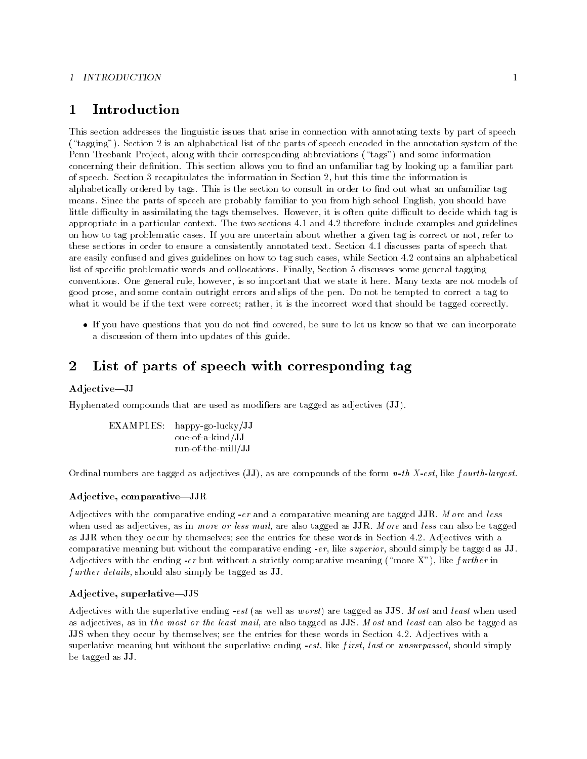# 1 Introduction

This section addresses the linguistic issues that arise in connection with annotating texts by part of speech ("tagging"). Section 2 is an alphabetical list of the parts of speech encoded in the annotation system of the Penn Treebank Project, along with their corresponding abbreviations ("tags") and some information concerning their definition. This section allows you to find an unfamiliar tag by looking up a familiar part of speech. Section 3 recapitulates the information in Section 2, but this time the information is alphabetically ordered by tags. This is the section to consult in order to find out what an unfamiliar tag means. Since the parts of speech are probably familiar to you from high school English, you should have little difficulty in assimilating the tags themselves. However, it is often quite difficult to decide which tag is appropriate in a particular context. The two sections 4.1 and 4.2 therefore include examples and guidelines on how to tag problematic cases. If you are uncertain about whether a given tag is correct or not, refer to these sections in order to ensure a consistently annotated text. Section 4.1 discusses parts of speech that are easily confused and gives guidelines on how to tag such cases, while Section 4.2 contains an alphabetical list of specific problematic words and collocations. Finally, Section 5 discusses some general tagging conventions. One general rule, however, is so important that we state it here. Many texts are not models of good prose, and some contain outright errors and slips of the pen. Do not be tempted to correct a tag to what it would be if the text were correct; rather, it is the incorrect word that should be tagged correctly.

- If you have questions that you do not find covered, be sure to let us know so that we can incorporate a discussion of them into updates of this guide.

# 2 List of parts of speech with corresponding tag

### Adjective—JJ

Hyphenated compounds that are used as modifiers are tagged as adjectives (**JJ**).

EXAMPLES: happy-go-lucky/**JJ**
one-of-a-kind/**JJ**
run-of-the-mill/**JJ**

Ordinal numbers are tagged as adjectives (**JJ**), as are compounds of the form *n-th X-est*, like *fourth-largest*.

### Adjective, comparative—JJR

Adjectives with the comparative ending *-er* and a comparative meaning are tagged **JJR**. *More* and *less* when used as adjectives, as in *more or less mail*, are also tagged as **JJR**. *More* and *less* can also be tagged as **JJR** when they occur by themselves; see the entries for these words in Section 4.2. Adjectives with a comparative meaning but without the comparative ending *-er*, like *superior*, should simply be tagged as **JJ**. Adjectives with the ending *-er* but without a strictly comparative meaning ("more X"), like *further* in *further details*, should also simply be tagged as **JJ**.

### Adjective, superlative—JJS

Adjectives with the superlative ending *-est* (as well as *worst*) are tagged as **JJS**. *Most* and *least* when used as adjectives, as in *the most or the least mail*, are also tagged as **JJS**. *Most* and *least* can also be tagged as **JJS** when they occur by themselves; see the entries for these words in Section 4.2. Adjectives with a superlative meaning but without the superlative ending *-est*, like *first*, *last* or *unsurpassed*, should simply be tagged as **JJ**.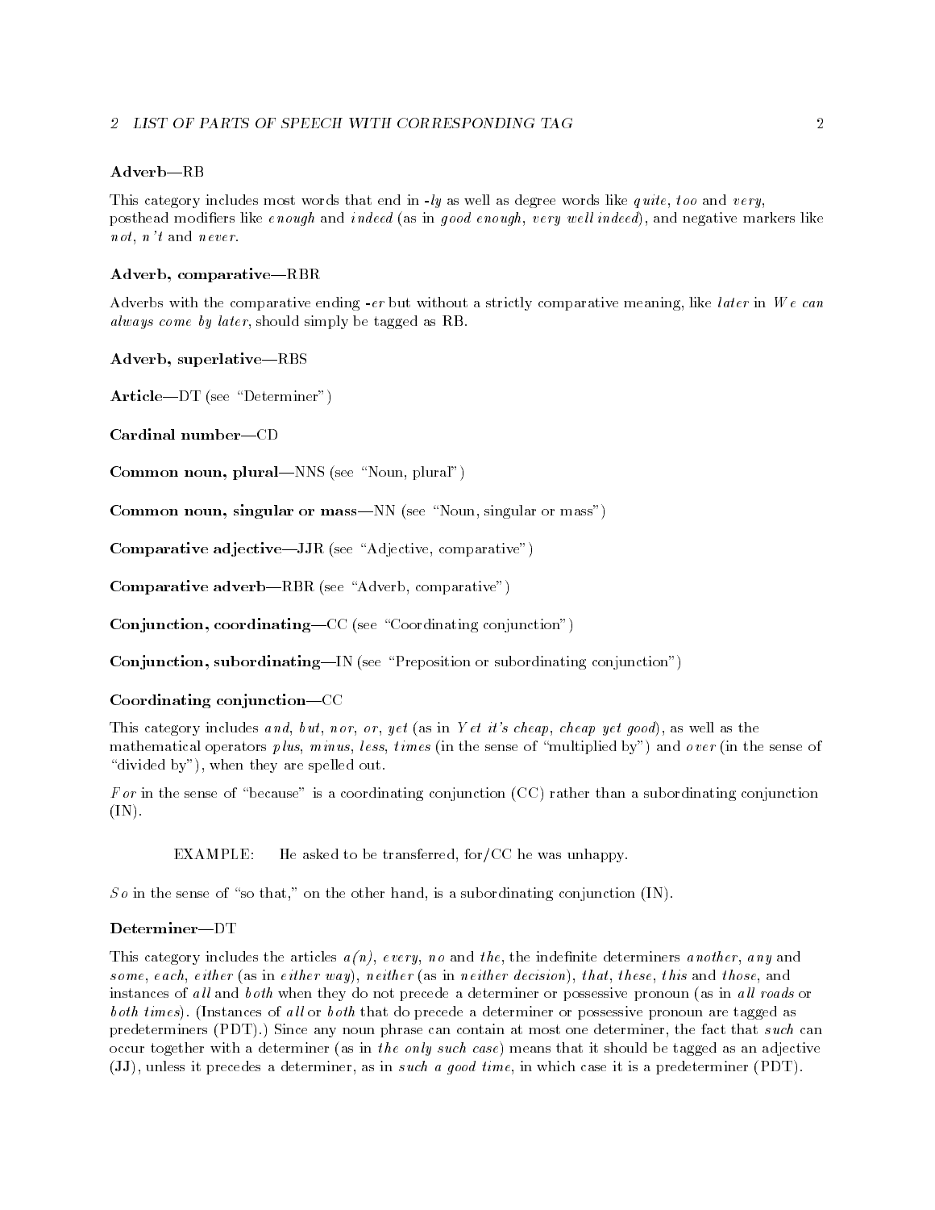### Adverb—RB

This category includes most words that end in *-ly* as well as degree words like *quite*, *too* and *very*, posthead modifiers like *enough* and *indeed* (as in *good enough*, *very well indeed*), and negative markers like *not*, *n't* and *never*.

### Adverb, comparative—RBR

Adverbs with the comparative ending *-er* but without a strictly comparative meaning, like *later* in *We can always come by later*, should simply be tagged as RB.

### Adverb, superlative—RBS

**Article**—DT (see "Determiner")

**Cardinal number**—CD

**Common noun, plural**—NNS (see "Noun, plural")

**Common noun, singular or mass**—NN (see "Noun, singular or mass")

**Comparative adjective**—JJR (see "Adjective, comparative")

**Comparative adverb**—RBR (see "Adverb, comparative")

**Conjunction, coordinating**—CC (see "Coordinating conjunction")

**Conjunction, subordinating**—IN (see "Preposition or subordinating conjunction")

### Coordinating conjunction—CC

This category includes *and*, *but*, *nor*, *or*, *yet* (as in *Yet it's cheap*, *cheap yet good*), as well as the mathematical operators *plus*, *minus*, *less*, *times* (in the sense of "multiplied by") and *over* (in the sense of "divided by"), when they are spelled out.

*For* in the sense of "because" is a coordinating conjunction (CC) rather than a subordinating conjunction (IN).

EXAMPLE: He asked to be transferred, for/CC he was unhappy.

*So* in the sense of "so that," on the other hand, is a subordinating conjunction (IN).

### Determiner—DT

This category includes the articles *a(n)*, *every*, *no* and *the*, the indefinite determiners *another*, *any* and *some*, *each*, *either* (as in *either way*), *neither* (as in *neither decision*), *that*, *these*, *this* and *those*, and instances of *all* and *both* when they do not precede a determiner or possessive pronoun (as in *all roads* or *both times*). (Instances of *all* or *both* that do precede a determiner or possessive pronoun are tagged as predeterminers (PDT).) Since any noun phrase can contain at most one determiner, the fact that *such* can occur together with a determiner (as in *the only such case*) means that it should be tagged as an adjective (JJ), unless it precedes a determiner, as in *such a good time*, in which case it is a predeterminer (PDT).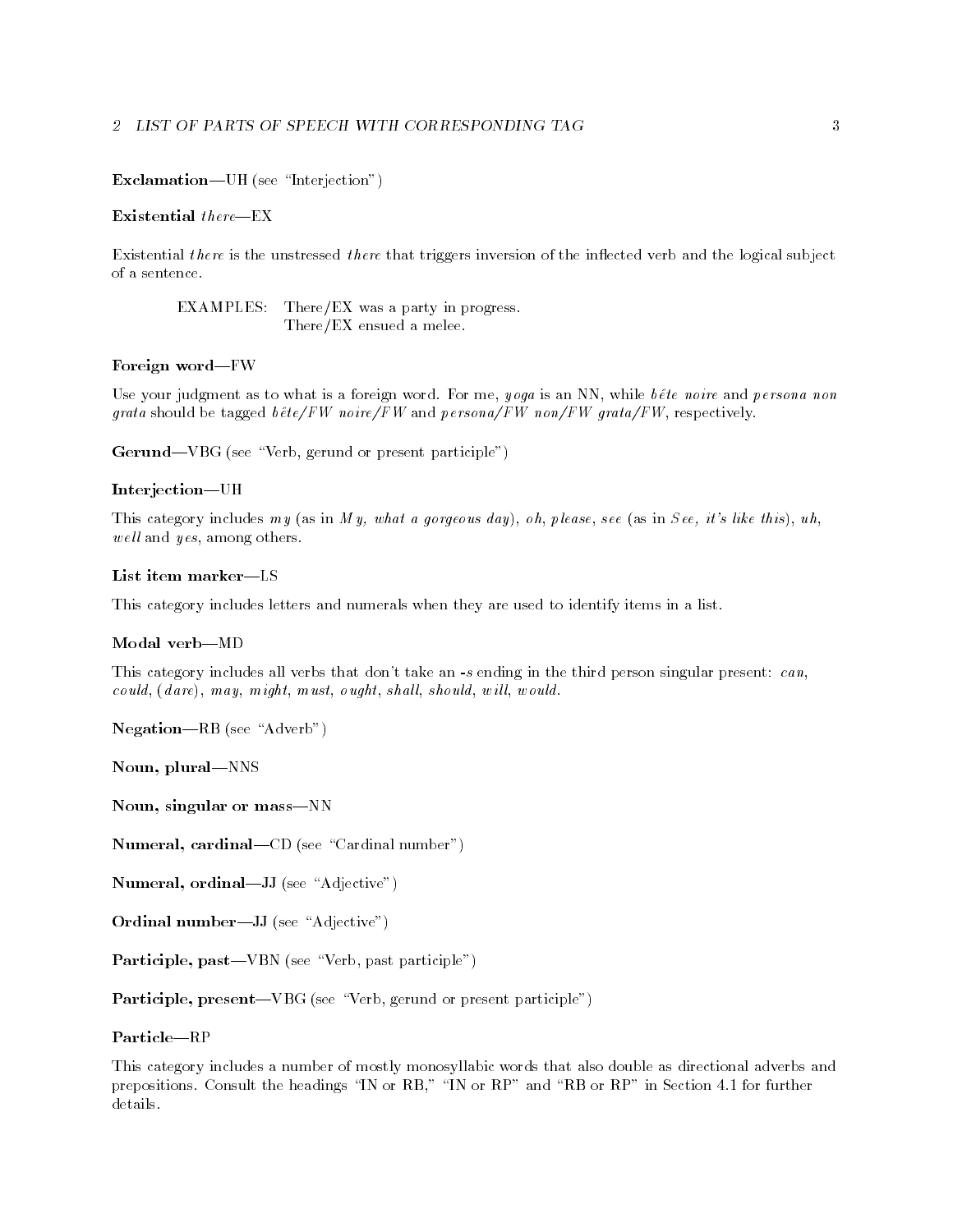**Exclamation**—UH (see "Interjection")

**Existential** ***there***—EX

Existential *there* is the unstressed *there* that triggers inversion of the inflected verb and the logical subject of a sentence.

EXAMPLES: There/EX was a party in progress.
There/EX ensued a melee.

**Foreign word**—FW

Use your judgment as to what is a foreign word. For me, *yoga* is an NN, while *bête noire* and *persona non grata* should be tagged *bête/FW noire/FW* and *persona/FW non/FW grata/FW*, respectively.

**Gerund**—VBG (see "Verb, gerund or present participle")

**Interjection**—UH

This category includes *my* (as in *My, what a gorgeous day*), *oh*, *please*, *see* (as in *See, it's like this*), *uh*, *well* and *yes*, among others.

**List item marker**—LS

This category includes letters and numerals when they are used to identify items in a list.

**Modal verb**—MD

This category includes all verbs that don't take an **-s** ending in the third person singular present: *can*, *could*, (*dare*), *may*, *might*, *must*, *ought*, *shall*, *should*, *will*, *would*.

**Negation**—RB (see "Adverb")

**Noun, plural**—NNS

**Noun, singular or mass**—NN

**Numeral, cardinal**—CD (see "Cardinal number")

**Numeral, ordinal**—JJ (see "Adjective")

**Ordinal number**—JJ (see "Adjective")

**Participle, past**—VBN (see "Verb, past participle")

**Participle, present**—VBG (see "Verb, gerund or present participle")

**Particle**—RP

This category includes a number of mostly monosyllabic words that also double as directional adverbs and prepositions. Consult the headings "IN or RB," "IN or RP" and "RB or RP" in Section 4.1 for further details.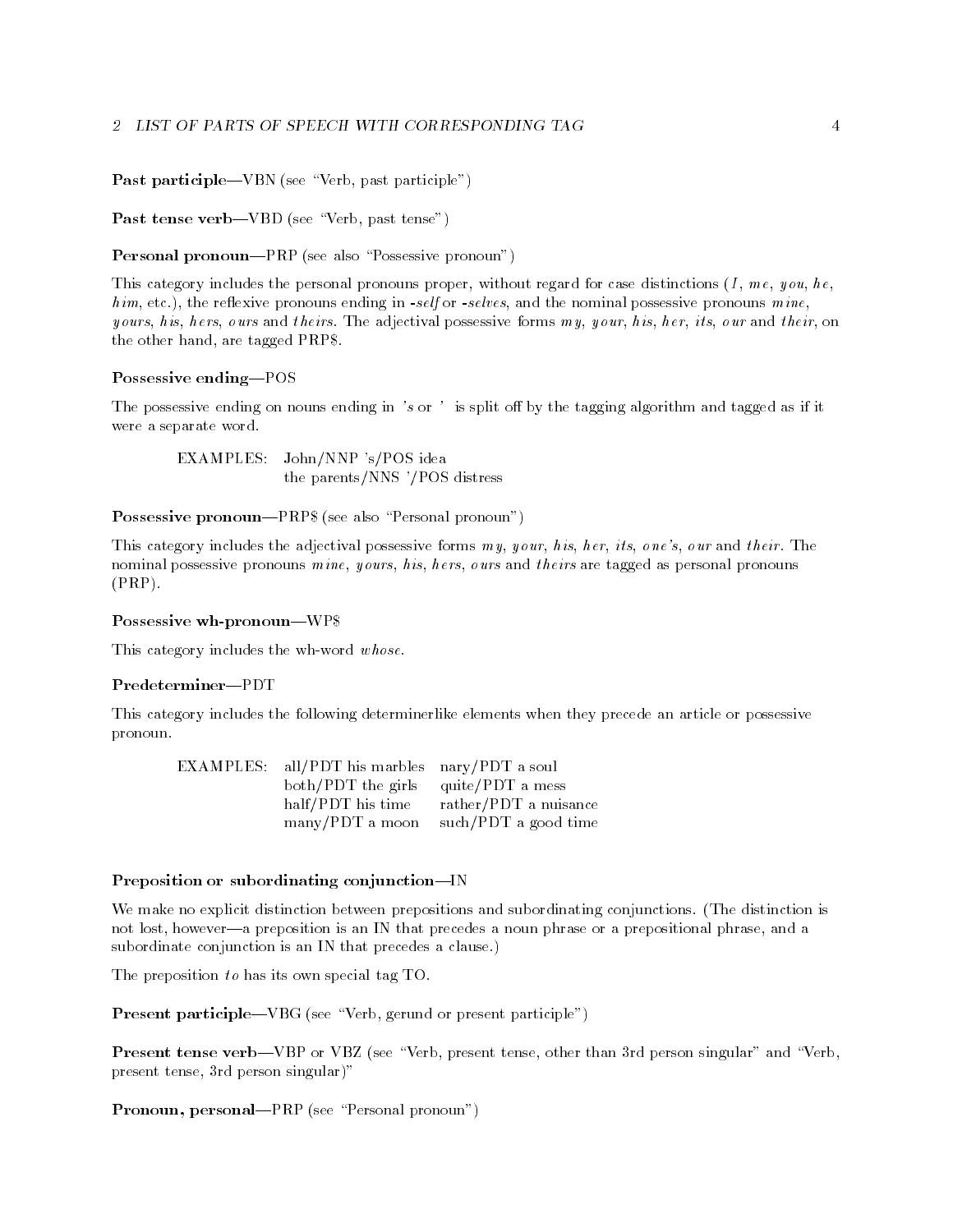**Past participle**—VBN (see "Verb, past participle")

**Past tense verb**—VBD (see "Verb, past tense")

**Personal pronoun**—PRP (see also "Possessive pronoun")

This category includes the personal pronouns proper, without regard for case distinctions (*I*, *me*, *you*, *he*, *him*, etc.), the reflexive pronouns ending in *-self* or *-selves*, and the nominal possessive pronouns *mine*, *yours*, *his*, *hers*, *ours* and *theirs*. The adjectival possessive forms *my*, *your*, *his*, *her*, *its*, *our* and *their*, on the other hand, are tagged PRP$.

**Possessive ending**—POS

The possessive ending on nouns ending in *'s* or *'* is split off by the tagging algorithm and tagged as if it were a separate word.

EXAMPLES: John/NNP 's/POS idea
the parents/NNS '/POS distress

**Possessive pronoun**—PRP$ (see also "Personal pronoun")

This category includes the adjectival possessive forms *my*, *your*, *his*, *her*, *its*, *one's*, *our* and *their*. The nominal possessive pronouns *mine*, *yours*, *his*, *hers*, *ours* and *theirs* are tagged as personal pronouns (PRP).

**Possessive wh-pronoun**—WP$

This category includes the wh-word *whose*.

**Predeterminer**—PDT

This category includes the following determinerlike elements when they precede an article or possessive pronoun.

| EXAMPLES: | | |
|---|---|---|
| | all/PDT his marbles | nary/PDT a soul |
| | both/PDT the girls | quite/PDT a mess |
| | half/PDT his time | rather/PDT a nuisance |
| | many/PDT a moon | such/PDT a good time |

**Preposition or subordinating conjunction**—IN

We make no explicit distinction between prepositions and subordinating conjunctions. (The distinction is not lost, however—a preposition is an IN that precedes a noun phrase or a prepositional phrase, and a subordinate conjunction is an IN that precedes a clause.)

The preposition *to* has its own special tag TO.

**Present participle**—VBG (see "Verb, gerund or present participle")

**Present tense verb**—VBP or VBZ (see "Verb, present tense, other than 3rd person singular" and "Verb, present tense, 3rd person singular)"

**Pronoun, personal**—PRP (see "Personal pronoun")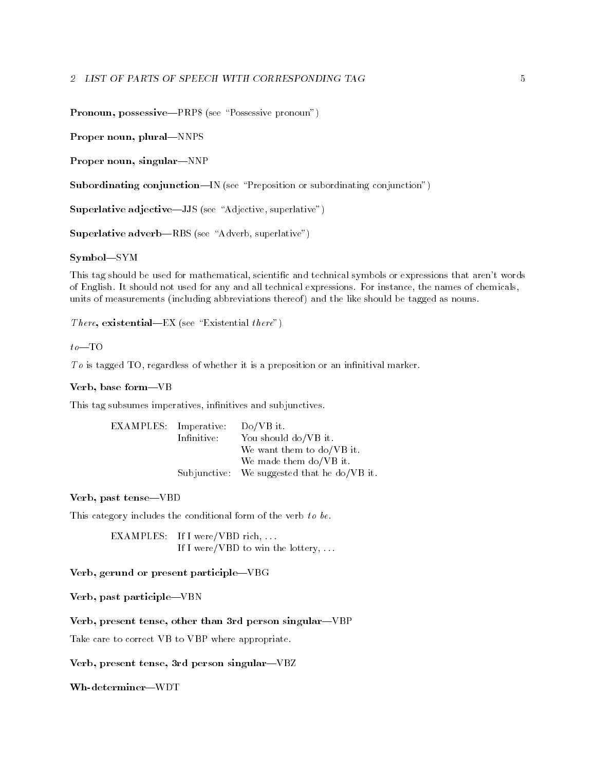**Pronoun, possessive**—PRP$ (see "Possessive pronoun")

**Proper noun, plural**—NNPS

**Proper noun, singular**—NNP

**Subordinating conjunction**—IN (see "Preposition or subordinating conjunction")

**Superlative adjective**—JJS (see "Adjective, superlative")

**Superlative adverb**—RBS (see "Adverb, superlative")

**Symbol**—SYM

This tag should be used for mathematical, scientific and technical symbols or expressions that aren't words of English. It should not used for any and all technical expressions. For instance, the names of chemicals, units of measurements (including abbreviations thereof) and the like should be tagged as nouns.

*There*, **existential**—EX (see "Existential *there*")

*to*—TO

*To* is tagged TO, regardless of whether it is a preposition or an infinitival marker.

**Verb, base form**—VB

This tag subsumes imperatives, infinitives and subjunctives.

| EXAMPLES: | Imperative: | Do/VB it. |
|---|---|---|
| | Infinitive: | You should do/VB it. |
| | | We want them to do/VB it. |
| | | We made them do/VB it. |
| | Subjunctive: | We suggested that he do/VB it. |

**Verb, past tense**—VBD

This category includes the conditional form of the verb *to be*.

EXAMPLES: If I were/VBD rich, ...
If I were/VBD to win the lottery, ...

**Verb, gerund or present participle**—VBG

**Verb, past participle**—VBN

**Verb, present tense, other than 3rd person singular**—VBP

Take care to correct VB to VBP where appropriate.

**Verb, present tense, 3rd person singular**—VBZ

**Wh-determiner**—WDT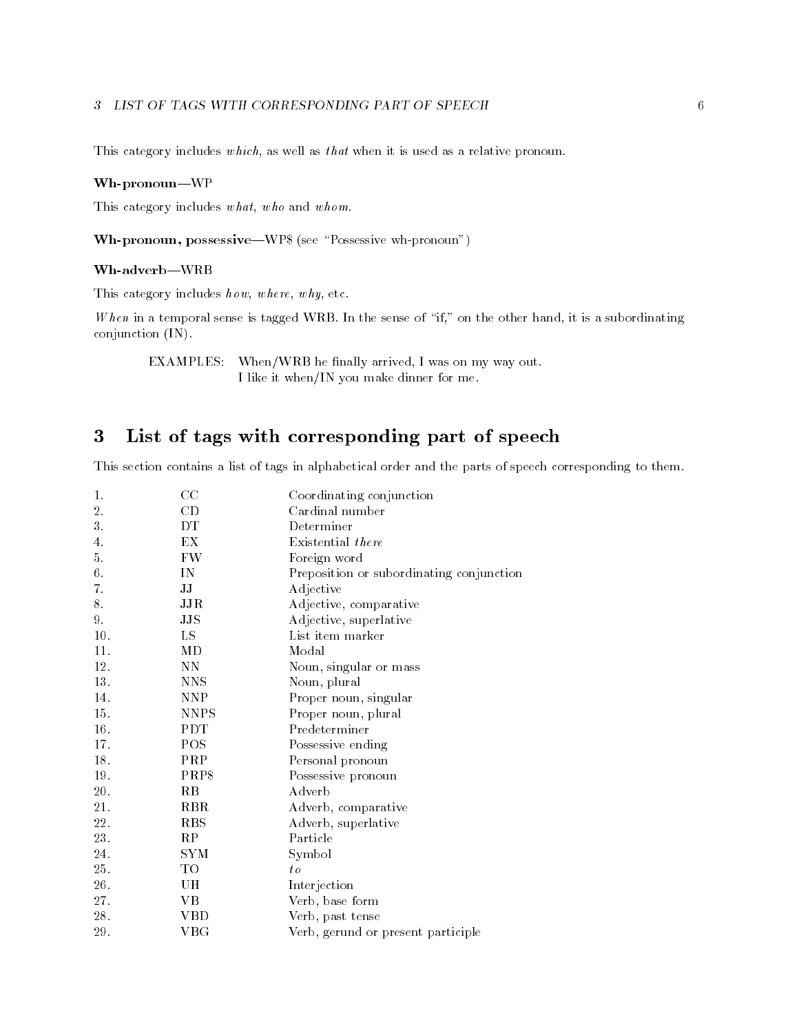This category includes *which*, as well as *that* when it is used as a relative pronoun.

**Wh-pronoun—WP**

This category includes *what*, *who* and *whom*.

**Wh-pronoun, possessive—WP$** (see "Possessive wh-pronoun")

**Wh-adverb—WRB**

This category includes *how*, *where*, *why*, etc.

*When* in a temporal sense is tagged WRB. In the sense of "if," on the other hand, it is a subordinating conjunction (IN).

EXAMPLES: When/WRB he finally arrived, I was on my way out.
I like it when/IN you make dinner for me.

## 3 List of tags with corresponding part of speech

This section contains a list of tags in alphabetical order and the parts of speech corresponding to them.

| | | |
|---|---|---|
| 1. | CC | Coordinating conjunction |
| 2. | CD | Cardinal number |
| 3. | DT | Determiner |
| 4. | EX | Existential *there* |
| 5. | FW | Foreign word |
| 6. | IN | Preposition or subordinating conjunction |
| 7. | JJ | Adjective |
| 8. | JJR | Adjective, comparative |
| 9. | JJS | Adjective, superlative |
| 10. | LS | List item marker |
| 11. | MD | Modal |
| 12. | NN | Noun, singular or mass |
| 13. | NNS | Noun, plural |
| 14. | NNP | Proper noun, singular |
| 15. | NNPS | Proper noun, plural |
| 16. | PDT | Predeterminer |
| 17. | POS | Possessive ending |
| 18. | PRP | Personal pronoun |
| 19. | PRP$ | Possessive pronoun |
| 20. | RB | Adverb |
| 21. | RBR | Adverb, comparative |
| 22. | RBS | Adverb, superlative |
| 23. | RP | Particle |
| 24. | SYM | Symbol |
| 25. | TO | *to* |
| 26. | UH | Interjection |
| 27. | VB | Verb, base form |
| 28. | VBD | Verb, past tense |
| 29. | VBG | Verb, gerund or present participle |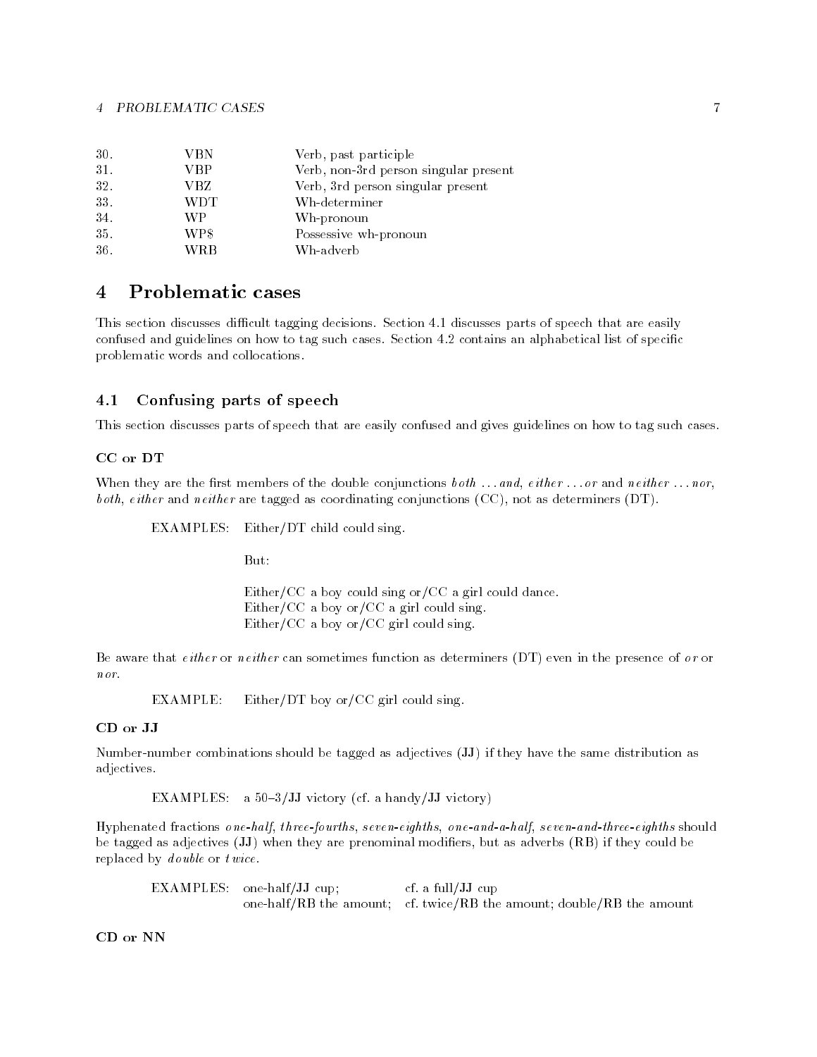| | | |
|---|---|---|
| 30. | VBN | Verb, past participle |
| 31. | VBP | Verb, non-3rd person singular present |
| 32. | VBZ | Verb, 3rd person singular present |
| 33. | WDT | Wh-determiner |
| 34. | WP | Wh-pronoun |
| 35. | WP$ | Possessive wh-pronoun |
| 36. | WRB | Wh-adverb |

# 4 Problematic cases

This section discusses difficult tagging decisions. Section 4.1 discusses parts of speech that are easily confused and guidelines on how to tag such cases. Section 4.2 contains an alphabetical list of specific problematic words and collocations.

## 4.1 Confusing parts of speech

This section discusses parts of speech that are easily confused and gives guidelines on how to tag such cases.

### CC or DT

When they are the first members of the double conjunctions *both ... and*, *either ... or* and *neither ... nor*, *both*, *either* and *neither* are tagged as coordinating conjunctions (CC), not as determiners (DT).

EXAMPLES: Either/DT child could sing.

But:

Either/CC a boy could sing or/CC a girl could dance.
Either/CC a boy or/CC a girl could sing.
Either/CC a boy or/CC girl could sing.

Be aware that *either* or *neither* can sometimes function as determiners (DT) even in the presence of *or* or *nor*.

EXAMPLE: Either/DT boy or/CC girl could sing.

### CD or JJ

Number-number combinations should be tagged as adjectives (JJ) if they have the same distribution as adjectives.

EXAMPLES: a 50–3/JJ victory (cf. a handy/JJ victory)

Hyphenated fractions *one-half*, *three-fourths*, *seven-eighths*, *one-and-a-half*, *seven-and-three-eighths* should be tagged as adjectives (JJ) when they are prenominal modifiers, but as adverbs (RB) if they could be replaced by *double* or *twice*.

EXAMPLES: one-half/JJ cup; cf. a full/JJ cup
one-half/RB the amount; cf. twice/RB the amount; double/RB the amount

### CD or NN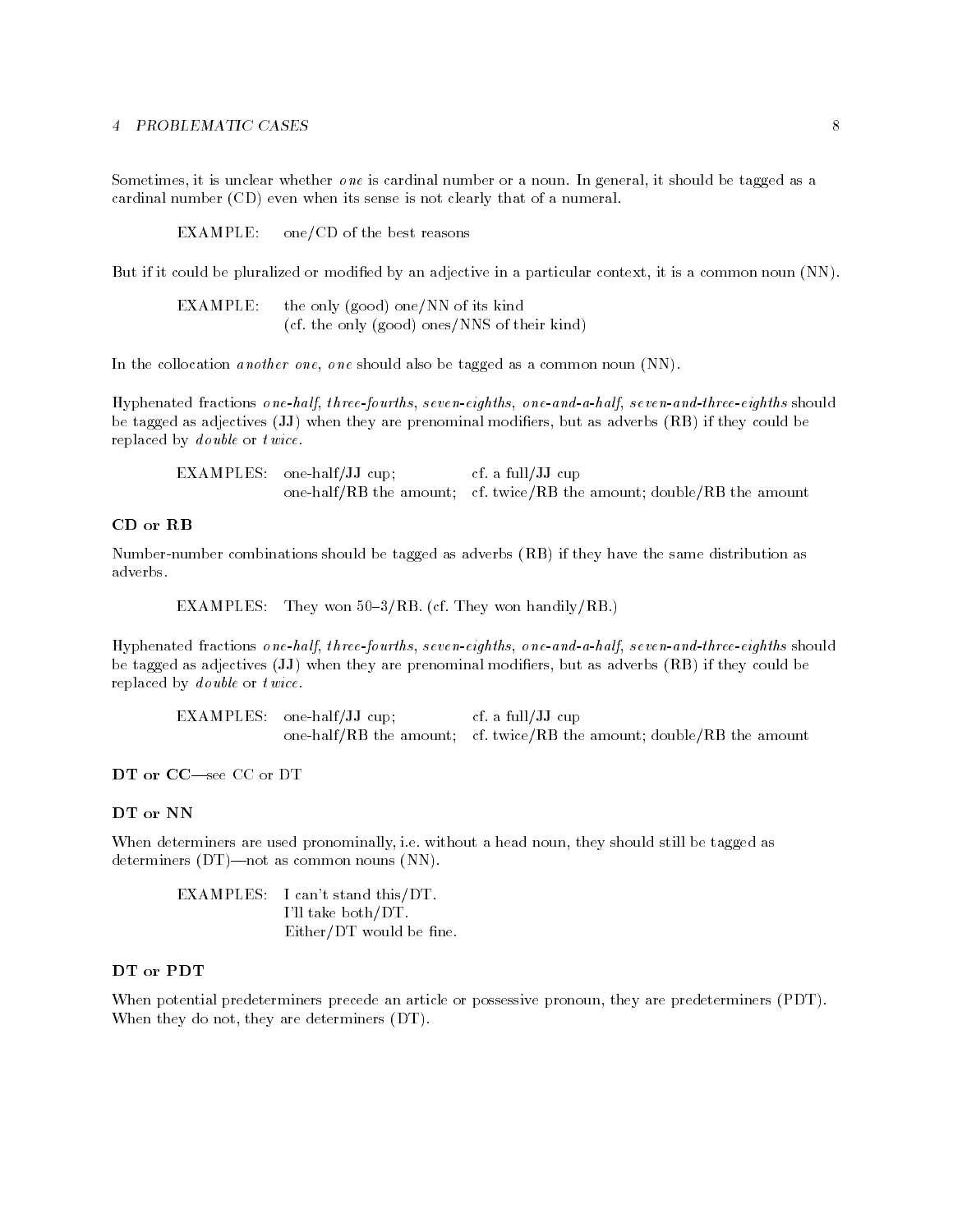Sometimes, it is unclear whether *one* is cardinal number or a noun. In general, it should be tagged as a cardinal number (CD) even when its sense is not clearly that of a numeral.

EXAMPLE: one/CD of the best reasons

But if it could be pluralized or modified by an adjective in a particular context, it is a common noun (NN).

EXAMPLE: the only (good) one/NN of its kind
(cf. the only (good) ones/NNS of their kind)

In the collocation *another one*, *one* should also be tagged as a common noun (NN).

Hyphenated fractions *one-half*, *three-fourths*, *seven-eighths*, *one-and-a-half*, *seven-and-three-eighths* should be tagged as adjectives (JJ) when they are prenominal modifiers, but as adverbs (RB) if they could be replaced by *double* or *twice*.

EXAMPLES: one-half/JJ cup; cf. a full/JJ cup
one-half/RB the amount; cf. twice/RB the amount; double/RB the amount

### CD or RB

Number-number combinations should be tagged as adverbs (RB) if they have the same distribution as adverbs.

EXAMPLES: They won 50–3/RB. (cf. They won handily/RB.)

Hyphenated fractions *one-half*, *three-fourths*, *seven-eighths*, *one-and-a-half*, *seven-and-three-eighths* should be tagged as adjectives (JJ) when they are prenominal modifiers, but as adverbs (RB) if they could be replaced by *double* or *twice*.

EXAMPLES: one-half/JJ cup; cf. a full/JJ cup
one-half/RB the amount; cf. twice/RB the amount; double/RB the amount

### DT or CC—see CC or DT

### DT or NN

When determiners are used pronominally, i.e. without a head noun, they should still be tagged as determiners (DT)—not as common nouns (NN).

EXAMPLES: I can't stand this/DT.
I'll take both/DT.
Either/DT would be fine.

### DT or PDT

When potential predeterminers precede an article or possessive pronoun, they are predeterminers (PDT). When they do not, they are determiners (DT).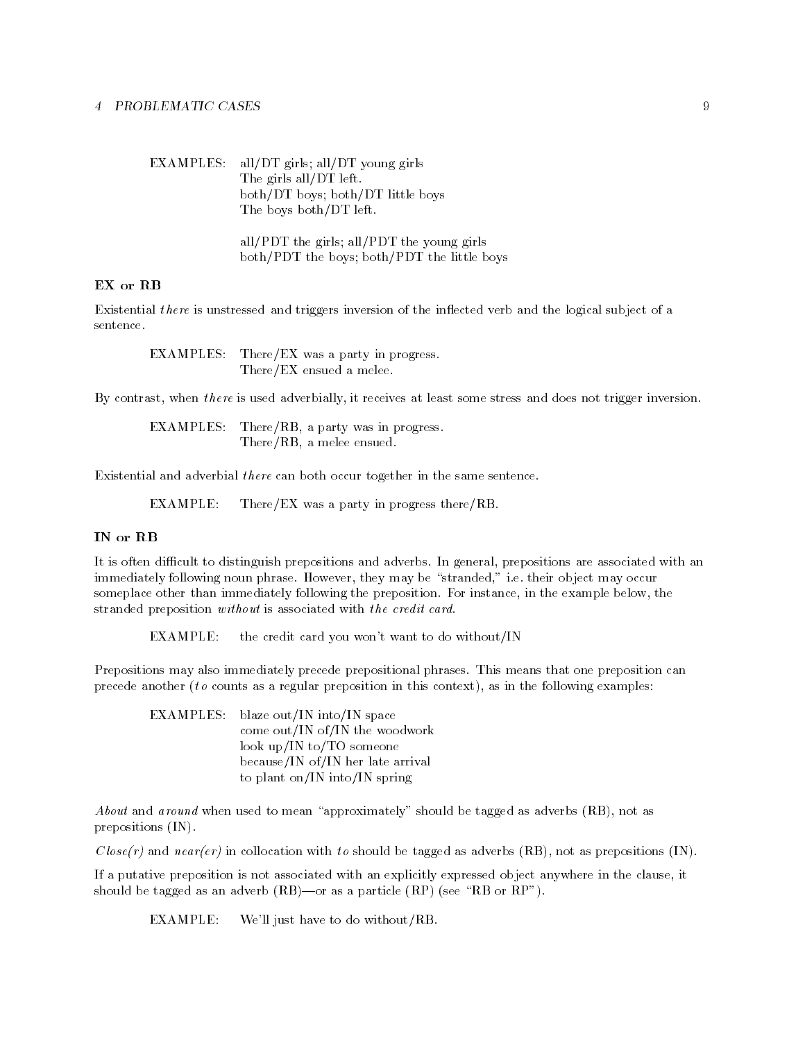EXAMPLES: all/DT girls; all/DT young girls
The girls all/DT left.
both/DT boys; both/DT little boys
The boys both/DT left.

all/PDT the girls; all/PDT the young girls
both/PDT the boys; both/PDT the little boys

### EX or RB

Existential *there* is unstressed and triggers inversion of the inflected verb and the logical subject of a sentence.

EXAMPLES: There/EX was a party in progress.
There/EX ensued a melee.

By contrast, when *there* is used adverbially, it receives at least some stress and does not trigger inversion.

EXAMPLES: There/RB, a party was in progress.
There/RB, a melee ensued.

Existential and adverbial *there* can both occur together in the same sentence.

EXAMPLE: There/EX was a party in progress there/RB.

### IN or RB

It is often difficult to distinguish prepositions and adverbs. In general, prepositions are associated with an immediately following noun phrase. However, they may be "stranded," i.e. their object may occur someplace other than immediately following the preposition. For instance, in the example below, the stranded preposition *without* is associated with *the credit card*.

EXAMPLE: the credit card you won't want to do without/IN

Prepositions may also immediately precede prepositional phrases. This means that one preposition can precede another (*to* counts as a regular preposition in this context), as in the following examples:

EXAMPLES: blaze out/IN into/IN space
come out/IN of/IN the woodwork
look up/IN to/TO someone
because/IN of/IN her late arrival
to plant on/IN into/IN spring

*About* and *around* when used to mean "approximately" should be tagged as adverbs (RB), not as prepositions (IN).

*Close(r)* and *near(er)* in collocation with *to* should be tagged as adverbs (RB), not as prepositions (IN).

If a putative preposition is not associated with an explicitly expressed object anywhere in the clause, it should be tagged as an adverb (RB)—or as a particle (RP) (see "RB or RP").

EXAMPLE: We'll just have to do without/RB.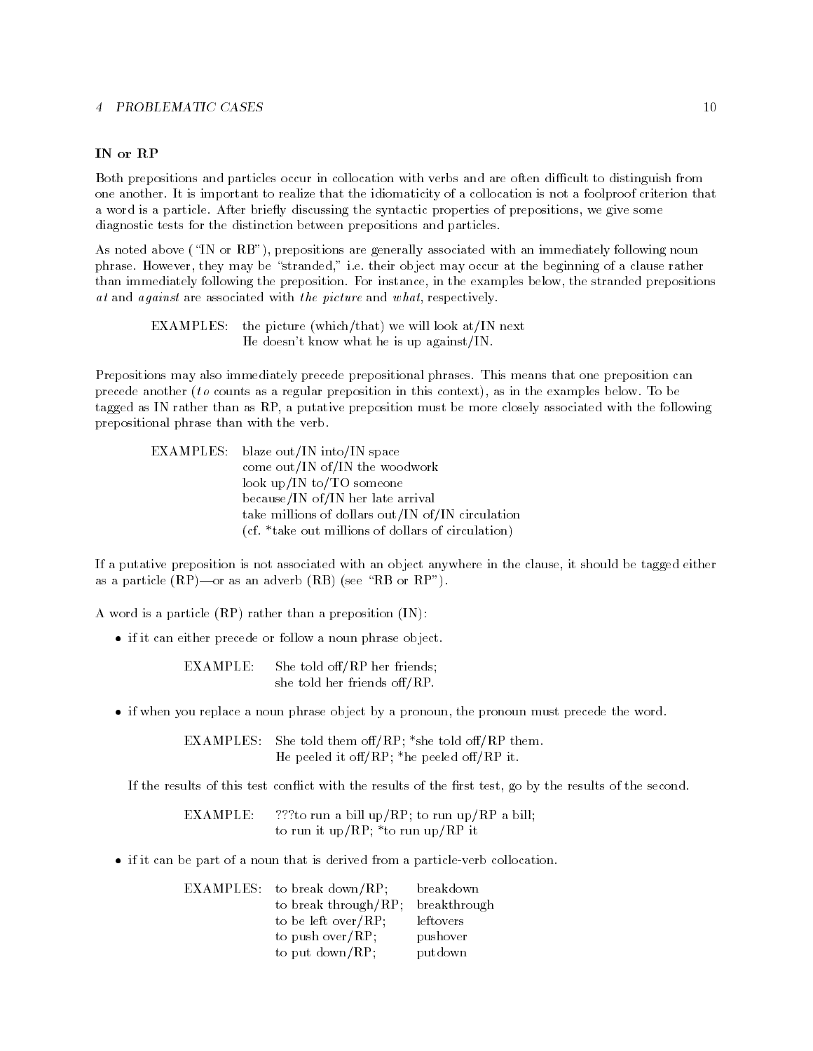### IN or RP

Both prepositions and particles occur in collocation with verbs and are often difficult to distinguish from one another. It is important to realize that the idiomaticity of a collocation is not a foolproof criterion that a word is a particle. After briefly discussing the syntactic properties of prepositions, we give some diagnostic tests for the distinction between prepositions and particles.

As noted above ("IN or RB"), prepositions are generally associated with an immediately following noun phrase. However, they may be "stranded," i.e. their object may occur at the beginning of a clause rather than immediately following the preposition. For instance, in the examples below, the stranded prepositions *at* and *against* are associated with *the picture* and *what*, respectively.

EXAMPLES: the picture (which/that) we will look at/IN next
He doesn't know what he is up against/IN.

Prepositions may also immediately precede prepositional phrases. This means that one preposition can precede another (*to* counts as a regular preposition in this context), as in the examples below. To be tagged as IN rather than as RP, a putative preposition must be more closely associated with the following prepositional phrase than with the verb.

EXAMPLES: blaze out/IN into/IN space
come out/IN of/IN the woodwork
look up/IN to/TO someone
because/IN of/IN her late arrival
take millions of dollars out/IN of/IN circulation
(cf. *take out millions of dollars of circulation)

If a putative preposition is not associated with an object anywhere in the clause, it should be tagged either as a particle (RP)—or as an adverb (RB) (see "RB or RP").

A word is a particle (RP) rather than a preposition (IN):

- if it can either precede or follow a noun phrase object.

  EXAMPLE: She told off/RP her friends;
  she told her friends off/RP.

- if when you replace a noun phrase object by a pronoun, the pronoun must precede the word.

  EXAMPLES: She told them off/RP; *she told off/RP them.
  He peeled it off/RP; *he peeled off/RP it.

  If the results of this test conflict with the results of the first test, go by the results of the second.

  EXAMPLE: ???to run a bill up/RP; to run up/RP a bill;
  to run it up/RP; *to run up/RP it

- if it can be part of a noun that is derived from a particle-verb collocation.

  EXAMPLES: to break down/RP; breakdown
  to break through/RP; breakthrough
  to be left over/RP; leftovers
  to push over/RP; pushover
  to put down/RP; putdown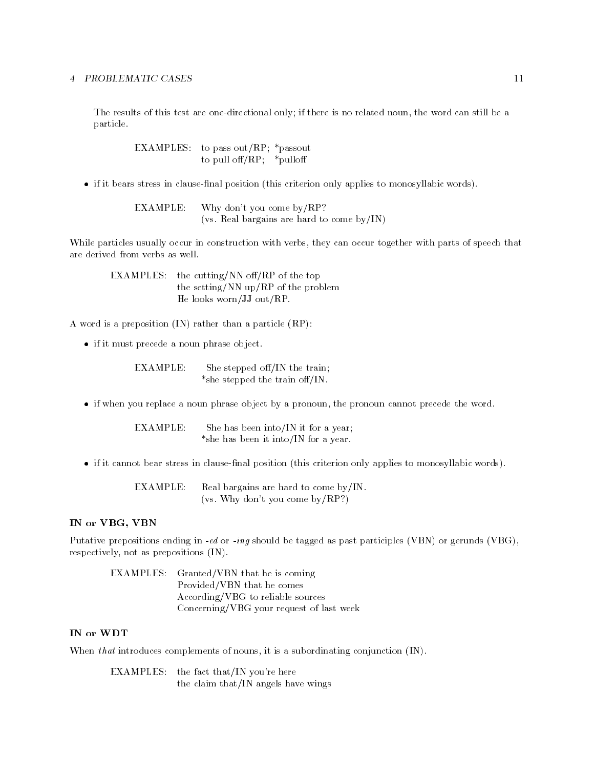The results of this test are one-directional only; if there is no related noun, the word can still be a particle.

EXAMPLES: to pass out/RP; *passout
to pull off/RP; *pulloff

- if it bears stress in clause-final position (this criterion only applies to monosyllabic words).

EXAMPLE: Why don't you come by/RP?
(vs. Real bargains are hard to come by/IN)

While particles usually occur in construction with verbs, they can occur together with parts of speech that are derived from verbs as well.

EXAMPLES: the cutting/NN off/RP of the top
the setting/NN up/RP of the problem
He looks worn/JJ out/RP.

A word is a preposition (IN) rather than a particle (RP):

- if it must precede a noun phrase object.

EXAMPLE: She stepped off/IN the train;
*she stepped the train off/IN.

- if when you replace a noun phrase object by a pronoun, the pronoun cannot precede the word.

EXAMPLE: She has been into/IN it for a year;
*she has been it into/IN for a year.

- if it cannot bear stress in clause-final position (this criterion only applies to monosyllabic words).

EXAMPLE: Real bargains are hard to come by/IN.
(vs. Why don't you come by/RP?)

### IN or VBG, VBN

Putative prepositions ending in *-ed* or *-ing* should be tagged as past participles (VBN) or gerunds (VBG), respectively, not as prepositions (IN).

EXAMPLES: Granted/VBN that he is coming
Provided/VBN that he comes
According/VBG to reliable sources
Concerning/VBG your request of last week

### IN or WDT

When *that* introduces complements of nouns, it is a subordinating conjunction (IN).

EXAMPLES: the fact that/IN you're here
the claim that/IN angels have wings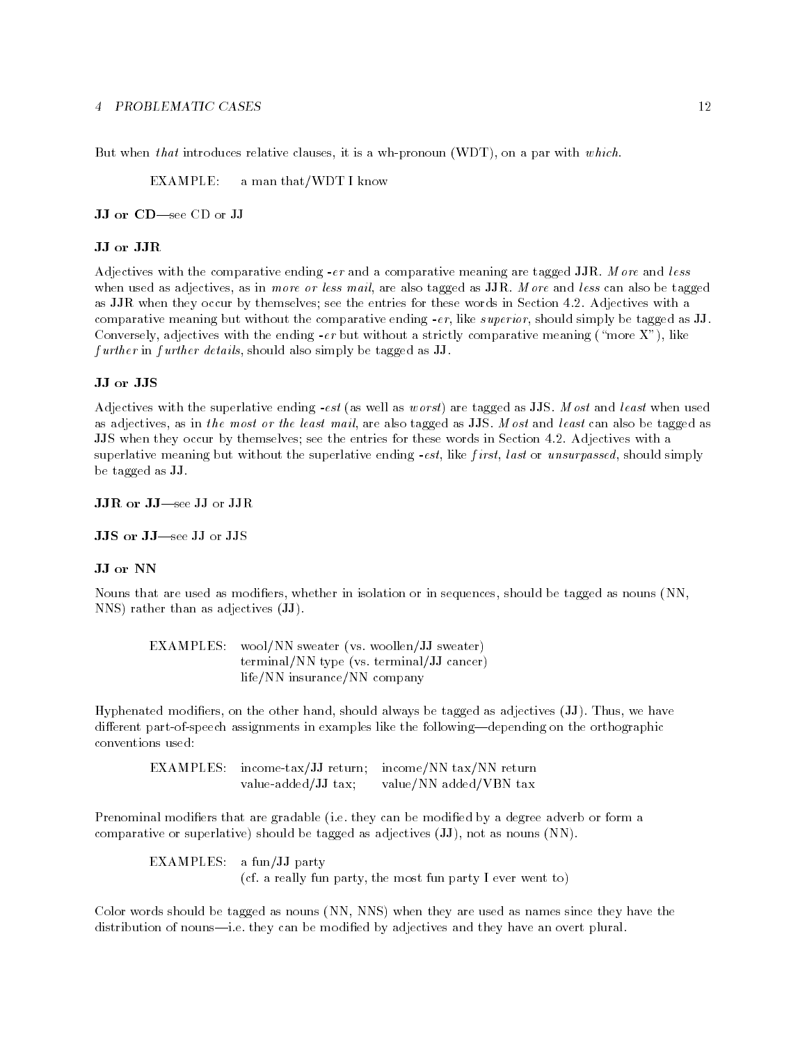But when *that* introduces relative clauses, it is a wh-pronoun (WDT), on a par with *which*.

EXAMPLE: a man that/WDT I know

**JJ or CD**—see CD or JJ

**JJ or JJR**

Adjectives with the comparative ending *-er* and a comparative meaning are tagged **JJR**. *More* and *less* when used as adjectives, as in *more or less mail*, are also tagged as **JJR**. *More* and *less* can also be tagged as JJR when they occur by themselves; see the entries for these words in Section 4.2. Adjectives with a comparative meaning but without the comparative ending *-er*, like *superior*, should simply be tagged as **JJ**. Conversely, adjectives with the ending *-er* but without a strictly comparative meaning ("more X"), like *further* in *further details*, should also simply be tagged as **JJ**.

**JJ or JJS**

Adjectives with the superlative ending *-est* (as well as *worst*) are tagged as **JJS**. *Most* and *least* when used as adjectives, as in *the most or the least mail*, are also tagged as **JJS**. *Most* and *least* can also be tagged as JJS when they occur by themselves; see the entries for these words in Section 4.2. Adjectives with a superlative meaning but without the superlative ending *-est*, like *first*, *last* or *unsurpassed*, should simply be tagged as **JJ**.

**JJR or JJ**—see JJ or JJR

**JJS or JJ**—see JJ or JJS

**JJ or NN**

Nouns that are used as modifiers, whether in isolation or in sequences, should be tagged as nouns (NN, NNS) rather than as adjectives (**JJ**).

EXAMPLES: wool/NN sweater (vs. woollen/**JJ** sweater)
terminal/NN type (vs. terminal/**JJ** cancer)
life/NN insurance/NN company

Hyphenated modifiers, on the other hand, should always be tagged as adjectives (**JJ**). Thus, we have different part-of-speech assignments in examples like the following—depending on the orthographic conventions used:

EXAMPLES: income-tax/**JJ** return; income/NN tax/NN return
value-added/**JJ** tax; value/NN added/VBN tax

Prenominal modifiers that are gradable (i.e. they can be modified by a degree adverb or form a comparative or superlative) should be tagged as adjectives (**JJ**), not as nouns (NN).

EXAMPLES: a fun/**JJ** party
(cf. a really fun party, the most fun party I ever went to)

Color words should be tagged as nouns (NN, NNS) when they are used as names since they have the distribution of nouns—i.e. they can be modified by adjectives and they have an overt plural.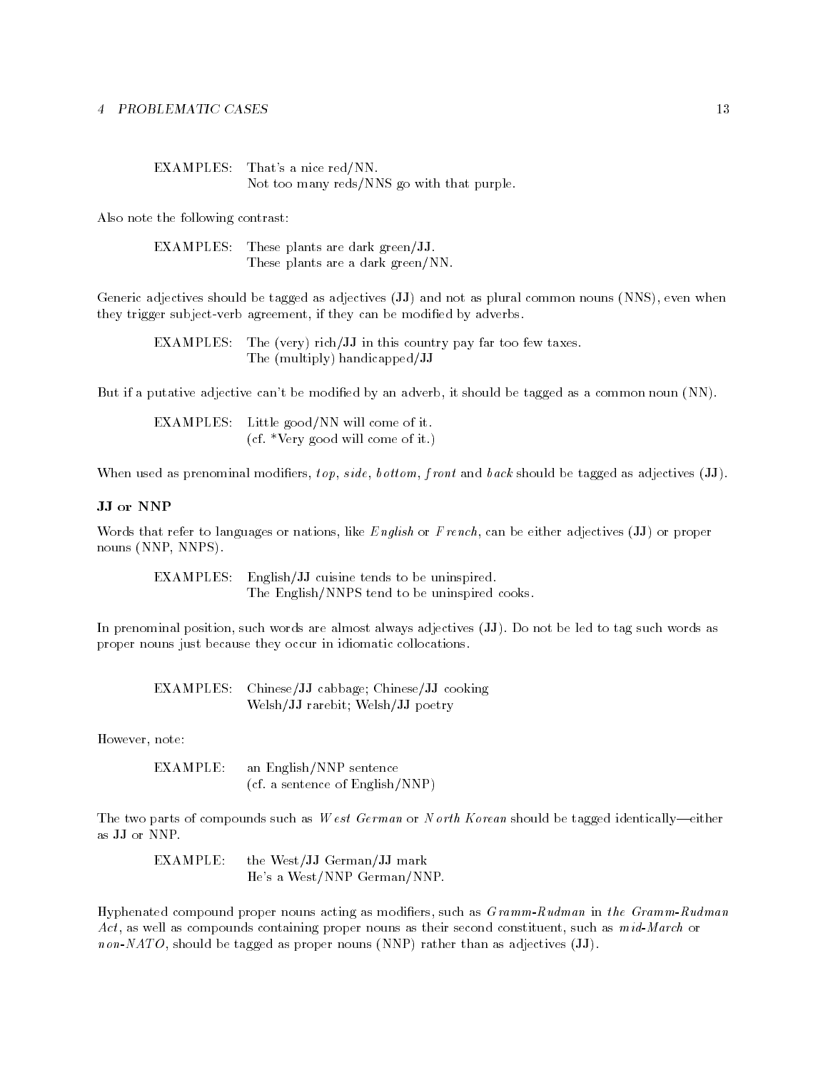EXAMPLES: That's a nice red/NN.
Not too many reds/NNS go with that purple.

Also note the following contrast:

EXAMPLES: These plants are dark green/JJ.
These plants are a dark green/NN.

Generic adjectives should be tagged as adjectives (JJ) and not as plural common nouns (NNS), even when they trigger subject-verb agreement, if they can be modified by adverbs.

EXAMPLES: The (very) rich/JJ in this country pay far too few taxes.
The (multiply) handicapped/JJ

But if a putative adjective can't be modified by an adverb, it should be tagged as a common noun (NN).

EXAMPLES: Little good/NN will come of it.
(cf. *Very good will come of it.)

When used as prenominal modifiers, *top*, *side*, *bottom*, *front* and *back* should be tagged as adjectives (JJ).

### JJ or NNP

Words that refer to languages or nations, like *English* or *French*, can be either adjectives (JJ) or proper nouns (NNP, NNPS).

EXAMPLES: English/JJ cuisine tends to be uninspired.
The English/NNPS tend to be uninspired cooks.

In prenominal position, such words are almost always adjectives (JJ). Do not be led to tag such words as proper nouns just because they occur in idiomatic collocations.

EXAMPLES: Chinese/JJ cabbage; Chinese/JJ cooking
Welsh/JJ rarebit; Welsh/JJ poetry

However, note:

EXAMPLE: an English/NNP sentence
(cf. a sentence of English/NNP)

The two parts of compounds such as *West German* or *North Korean* should be tagged identically—either as JJ or NNP.

EXAMPLE: the West/JJ German/JJ mark
He's a West/NNP German/NNP.

Hyphenated compound proper nouns acting as modifiers, such as *Gramm-Rudman* in *the Gramm-Rudman Act*, as well as compounds containing proper nouns as their second constituent, such as *mid-March* or *non-NATO*, should be tagged as proper nouns (NNP) rather than as adjectives (JJ).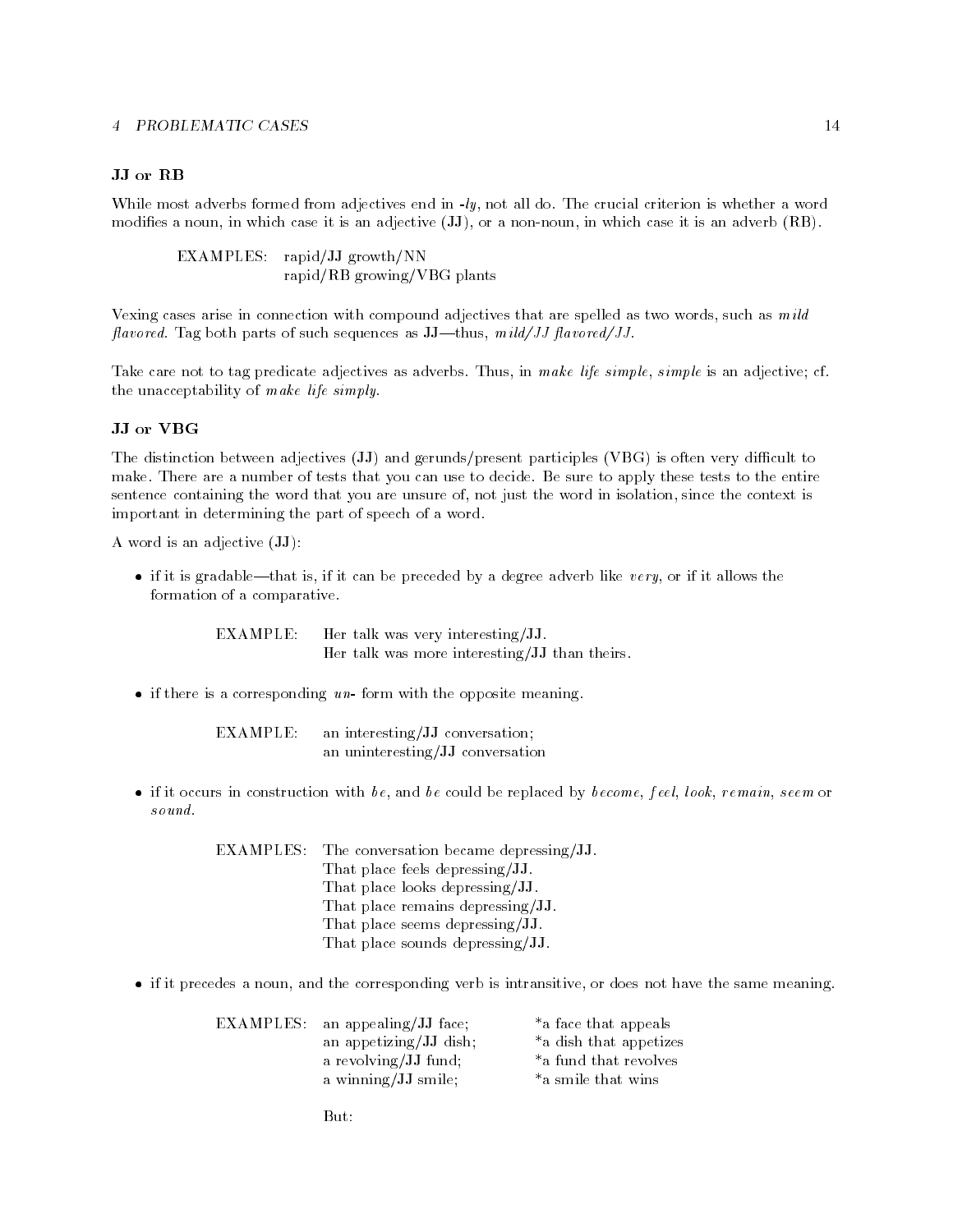### JJ or RB

While most adverbs formed from adjectives end in *-ly*, not all do. The crucial criterion is whether a word modifies a noun, in which case it is an adjective (JJ), or a non-noun, in which case it is an adverb (RB).

| | |
|---|---|
| EXAMPLES: | rapid/**JJ** growth/NN |
| | rapid/**RB** growing/VBG plants |

Vexing cases arise in connection with compound adjectives that are spelled as two words, such as *mild flavored*. Tag both parts of such sequences as **JJ**—thus, *mild/JJ flavored/JJ*.

Take care not to tag predicate adjectives as adverbs. Thus, in *make life simple*, *simple* is an adjective; cf. the unacceptability of *make life simply*.

### JJ or VBG

The distinction between adjectives (JJ) and gerunds/present participles (VBG) is often very difficult to make. There are a number of tests that you can use to decide. Be sure to apply these tests to the entire sentence containing the word that you are unsure of, not just the word in isolation, since the context is important in determining the part of speech of a word.

A word is an adjective (JJ):

- if it is gradable—that is, if it can be preceded by a degree adverb like *very*, or if it allows the formation of a comparative.

| | |
|---|---|
| EXAMPLE: | Her talk was very interesting/**JJ**. |
| | Her talk was more interesting/**JJ** than theirs. |

- if there is a corresponding *un-* form with the opposite meaning.

| | |
|---|---|
| EXAMPLE: | an interesting/**JJ** conversation; |
| | an uninteresting/**JJ** conversation |

- if it occurs in construction with *be*, and *be* could be replaced by *become*, *feel*, *look*, *remain*, *seem* or *sound*.

| | |
|---|---|
| EXAMPLES: | The conversation became depressing/**JJ**. |
| | That place feels depressing/**JJ**. |
| | That place looks depressing/**JJ**. |
| | That place remains depressing/**JJ**. |
| | That place seems depressing/**JJ**. |
| | That place sounds depressing/**JJ**. |

- if it precedes a noun, and the corresponding verb is intransitive, or does not have the same meaning.

| | | |
|---|---|---|
| EXAMPLES: | an appealing/**JJ** face; | *a face that appeals |
| | an appetizing/**JJ** dish; | *a dish that appetizes |
| | a revolving/**JJ** fund; | *a fund that revolves |
| | a winning/**JJ** smile; | *a smile that wins |

But: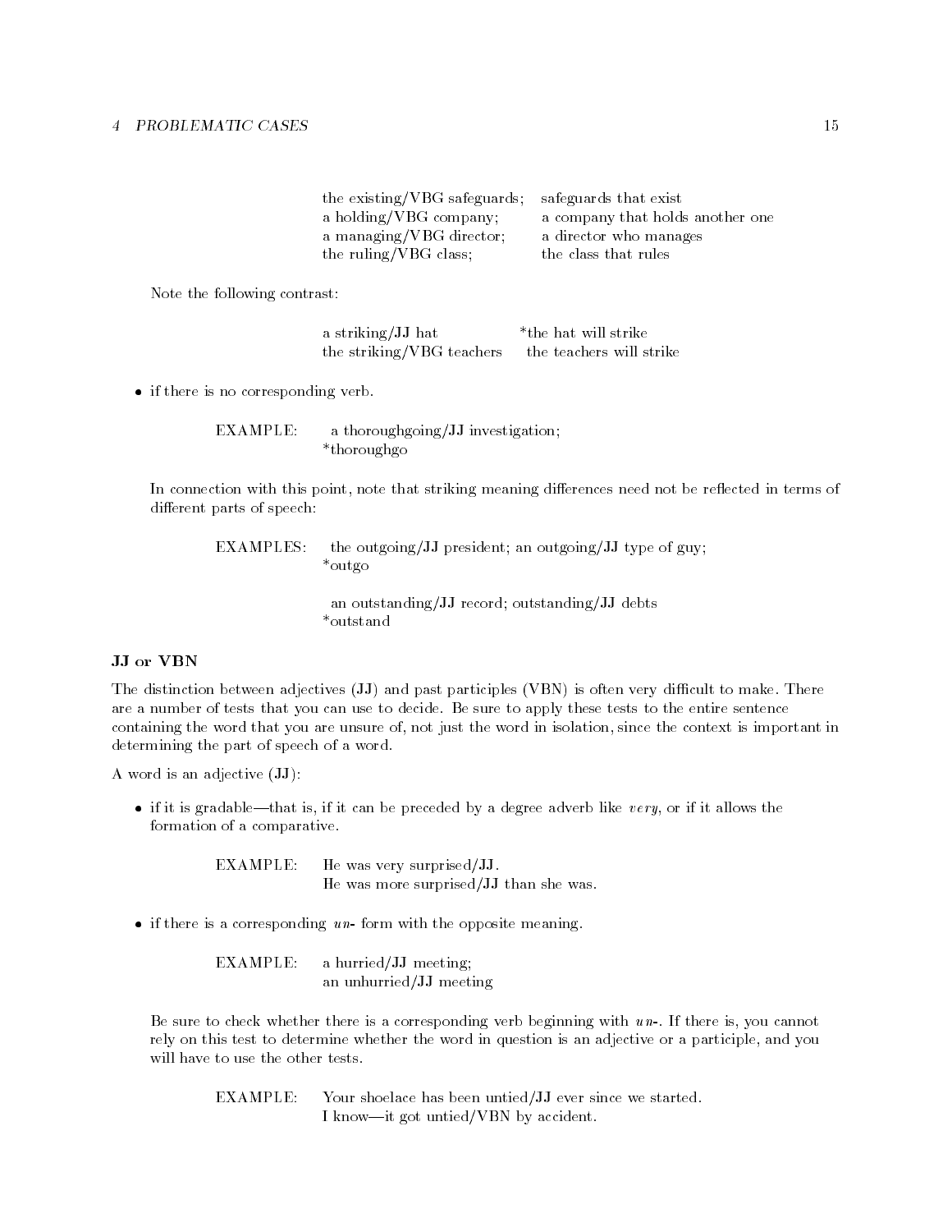| | |
|---|---|
| the existing/VBG safeguards; | safeguards that exist |
| a holding/VBG company; | a company that holds another one |
| a managing/VBG director; | a director who manages |
| the ruling/VBG class; | the class that rules |

Note the following contrast:

| | |
|---|---|
| a striking/JJ hat | *the hat will strike |
| the striking/VBG teachers | the teachers will strike |

- if there is no corresponding verb.

  EXAMPLE: a thoroughgoing/JJ investigation;
  *thoroughgo

  In connection with this point, note that striking meaning differences need not be reflected in terms of different parts of speech:

  EXAMPLES: the outgoing/JJ president; an outgoing/JJ type of guy;
  *outgo

  an outstanding/JJ record; outstanding/JJ debts
  *outstand

**JJ or VBN**

The distinction between adjectives (JJ) and past participles (VBN) is often very difficult to make. There are a number of tests that you can use to decide. Be sure to apply these tests to the entire sentence containing the word that you are unsure of, not just the word in isolation, since the context is important in determining the part of speech of a word.

A word is an adjective (JJ):

- if it is gradable—that is, if it can be preceded by a degree adverb like *very*, or if it allows the formation of a comparative.

  EXAMPLE: He was very surprised/JJ.
  He was more surprised/JJ than she was.

- if there is a corresponding *un-* form with the opposite meaning.

  EXAMPLE: a hurried/JJ meeting;
  an unhurried/JJ meeting

  Be sure to check whether there is a corresponding verb beginning with *un-*. If there is, you cannot rely on this test to determine whether the word in question is an adjective or a participle, and you will have to use the other tests.

  EXAMPLE: Your shoelace has been untied/JJ ever since we started.
  I know—it got untied/VBN by accident.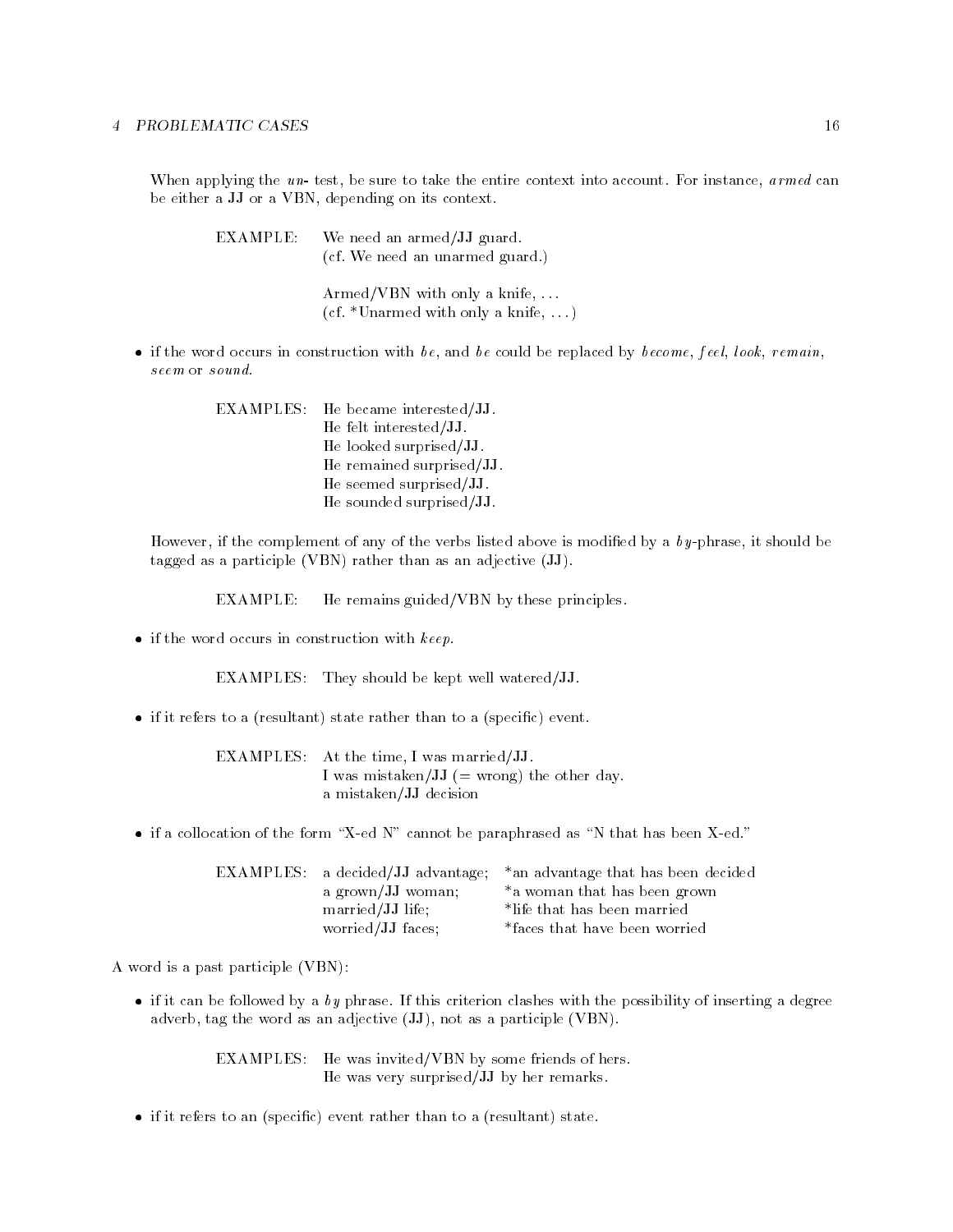When applying the *un-* test, be sure to take the entire context into account. For instance, *armed* can be either a JJ or a VBN, depending on its context.

EXAMPLE: We need an armed/**JJ** guard.
(cf. We need an unarmed guard.)

Armed/VBN with only a knife, ...
(cf. *Unarmed with only a knife, ...)

- if the word occurs in construction with *be*, and *be* could be replaced by *become*, *feel*, *look*, *remain*, *seem* or *sound*.

EXAMPLES: He became interested/**JJ**.
He felt interested/**JJ**.
He looked surprised/**JJ**.
He remained surprised/**JJ**.
He seemed surprised/**JJ**.
He sounded surprised/**JJ**.

However, if the complement of any of the verbs listed above is modified by a *by*-phrase, it should be tagged as a participle (VBN) rather than as an adjective (JJ).

EXAMPLE: He remains guided/VBN by these principles.

- if the word occurs in construction with *keep*.

EXAMPLES: They should be kept well watered/**JJ**.

- if it refers to a (resultant) state rather than to a (specific) event.

EXAMPLES: At the time, I was married/**JJ**.
I was mistaken/**JJ** (= wrong) the other day.
a mistaken/**JJ** decision

- if a collocation of the form "X-ed N" cannot be paraphrased as "N that has been X-ed."

EXAMPLES:

| | |
|---|---|
| a decided/**JJ** advantage; | *an advantage that has been decided |
| a grown/**JJ** woman; | *a woman that has been grown |
| married/**JJ** life; | *life that has been married |
| worried/**JJ** faces; | *faces that have been worried |

A word is a past participle (VBN):

- if it can be followed by a *by* phrase. If this criterion clashes with the possibility of inserting a degree adverb, tag the word as an adjective (JJ), not as a participle (VBN).

EXAMPLES: He was invited/VBN by some friends of hers.
He was very surprised/**JJ** by her remarks.

- if it refers to an (specific) event rather than to a (resultant) state.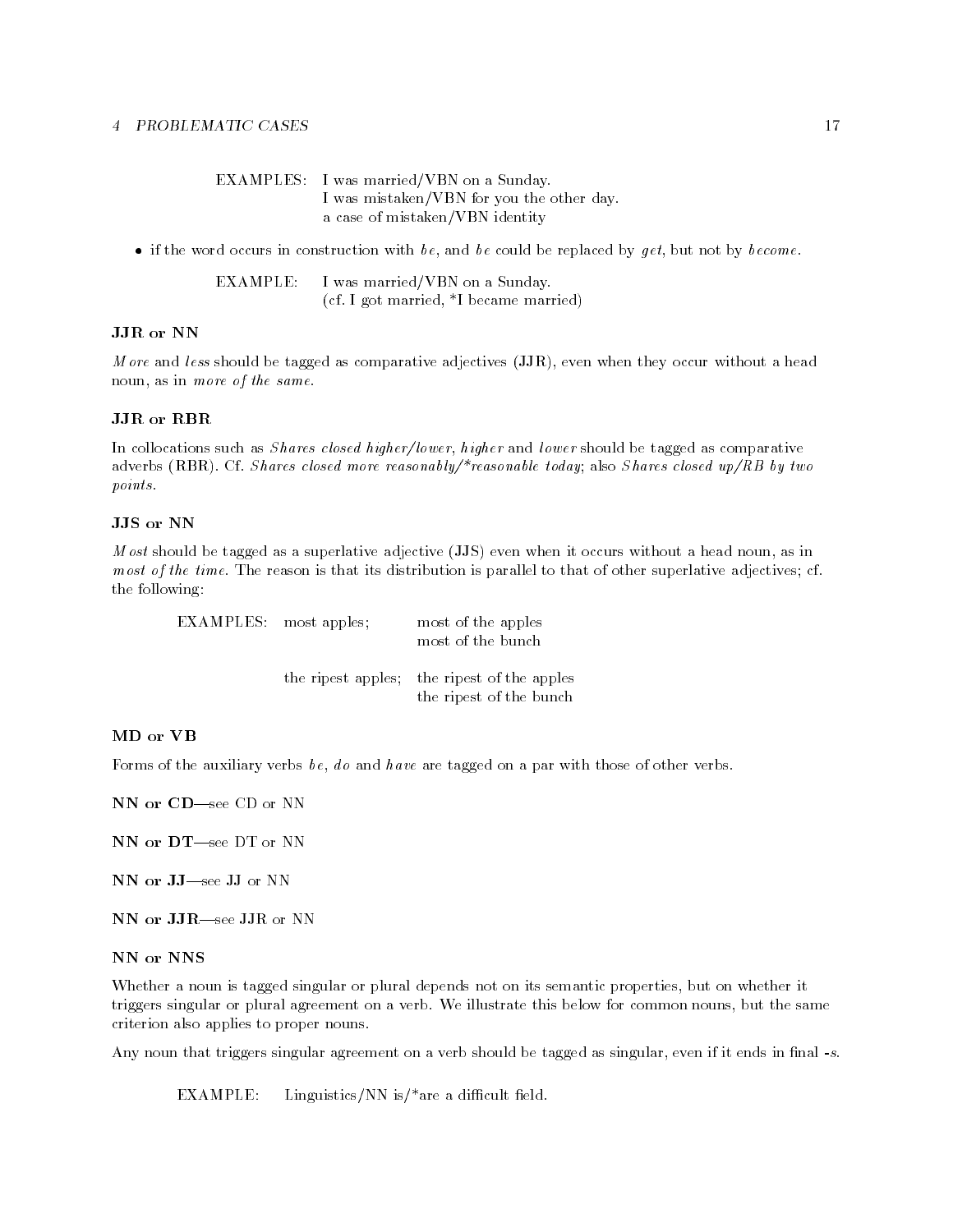EXAMPLES: I was married/VBN on a Sunday.
I was mistaken/VBN for you the other day.
a case of mistaken/VBN identity

- if the word occurs in construction with *be*, and *be* could be replaced by *get*, but not by *become*.

EXAMPLE: I was married/VBN on a Sunday.
(cf. I got married, *I became married)

### JJR or NN

*More* and *less* should be tagged as comparative adjectives (JJR), even when they occur without a head noun, as in *more of the same*.

### JJR or RBR

In collocations such as *Shares closed higher/lower*, *higher* and *lower* should be tagged as comparative adverbs (RBR). Cf. *Shares closed more reasonably/*reasonable today*; also *Shares closed up/RB by two points*.

### JJS or NN

*Most* should be tagged as a superlative adjective (JJS) even when it occurs without a head noun, as in *most of the time*. The reason is that its distribution is parallel to that of other superlative adjectives; cf. the following:

| EXAMPLES: | most apples; | most of the apples |
|---|---|---|
| | | most of the bunch |
| | the ripest apples; | the ripest of the apples |
| | | the ripest of the bunch |

### MD or VB

Forms of the auxiliary verbs *be*, *do* and *have* are tagged on a par with those of other verbs.

**NN or CD**—see CD or NN

**NN or DT**—see DT or NN

**NN or JJ**—see JJ or NN

**NN or JJR**—see JJR or NN

### NN or NNS

Whether a noun is tagged singular or plural depends not on its semantic properties, but on whether it triggers singular or plural agreement on a verb. We illustrate this below for common nouns, but the same criterion also applies to proper nouns.

Any noun that triggers singular agreement on a verb should be tagged as singular, even if it ends in final *-s*.

EXAMPLE: Linguistics/NN is/*are a difficult field.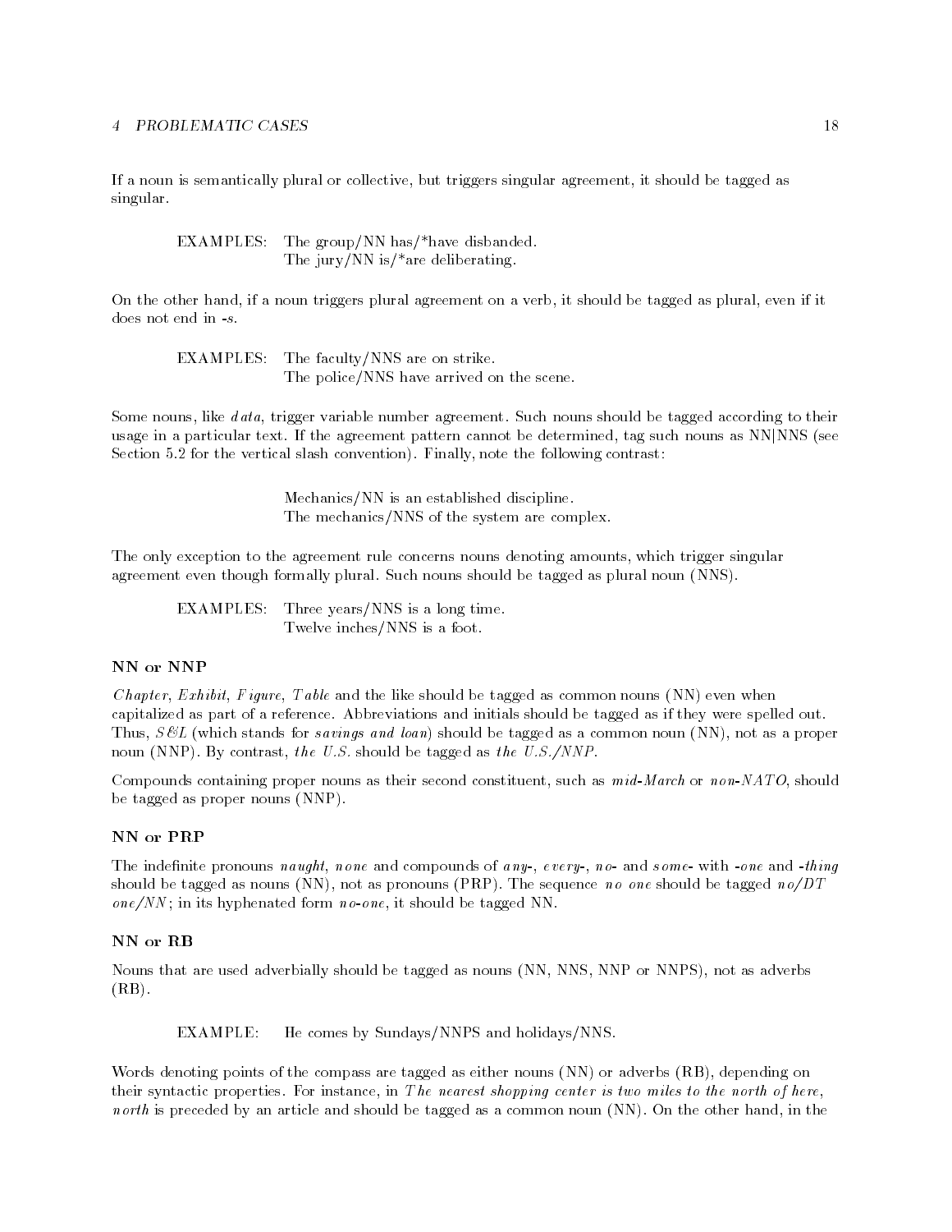If a noun is semantically plural or collective, but triggers singular agreement, it should be tagged as singular.

EXAMPLES: The group/NN has/*have disbanded.
The jury/NN is/*are deliberating.

On the other hand, if a noun triggers plural agreement on a verb, it should be tagged as plural, even if it does not end in *-s*.

EXAMPLES: The faculty/NNS are on strike.
The police/NNS have arrived on the scene.

Some nouns, like *data*, trigger variable number agreement. Such nouns should be tagged according to their usage in a particular text. If the agreement pattern cannot be determined, tag such nouns as NN|NNS (see Section 5.2 for the vertical slash convention). Finally, note the following contrast:

Mechanics/NN is an established discipline.
The mechanics/NNS of the system are complex.

The only exception to the agreement rule concerns nouns denoting amounts, which trigger singular agreement even though formally plural. Such nouns should be tagged as plural noun (NNS).

EXAMPLES: Three years/NNS is a long time.
Twelve inches/NNS is a foot.

### NN or NNP

*Chapter*, *Exhibit*, *Figure*, *Table* and the like should be tagged as common nouns (NN) even when capitalized as part of a reference. Abbreviations and initials should be tagged as if they were spelled out. Thus, *S&L* (which stands for *savings and loan*) should be tagged as a common noun (NN), not as a proper noun (NNP). By contrast, *the U.S.* should be tagged as *the U.S./NNP*.

Compounds containing proper nouns as their second constituent, such as *mid-March* or *non-NATO*, should be tagged as proper nouns (NNP).

### NN or PRP

The indefinite pronouns *naught*, *none* and compounds of *any-*, *every-*, *no-* and *some-* with *-one* and *-thing* should be tagged as nouns (NN), not as pronouns (PRP). The sequence *no one* should be tagged *no/DT one/NN*; in its hyphenated form *no-one*, it should be tagged NN.

### NN or RB

Nouns that are used adverbially should be tagged as nouns (NN, NNS, NNP or NNPS), not as adverbs (RB).

EXAMPLE: He comes by Sundays/NNPS and holidays/NNS.

Words denoting points of the compass are tagged as either nouns (NN) or adverbs (RB), depending on their syntactic properties. For instance, in *The nearest shopping center is two miles to the north of here*, *north* is preceded by an article and should be tagged as a common noun (NN). On the other hand, in the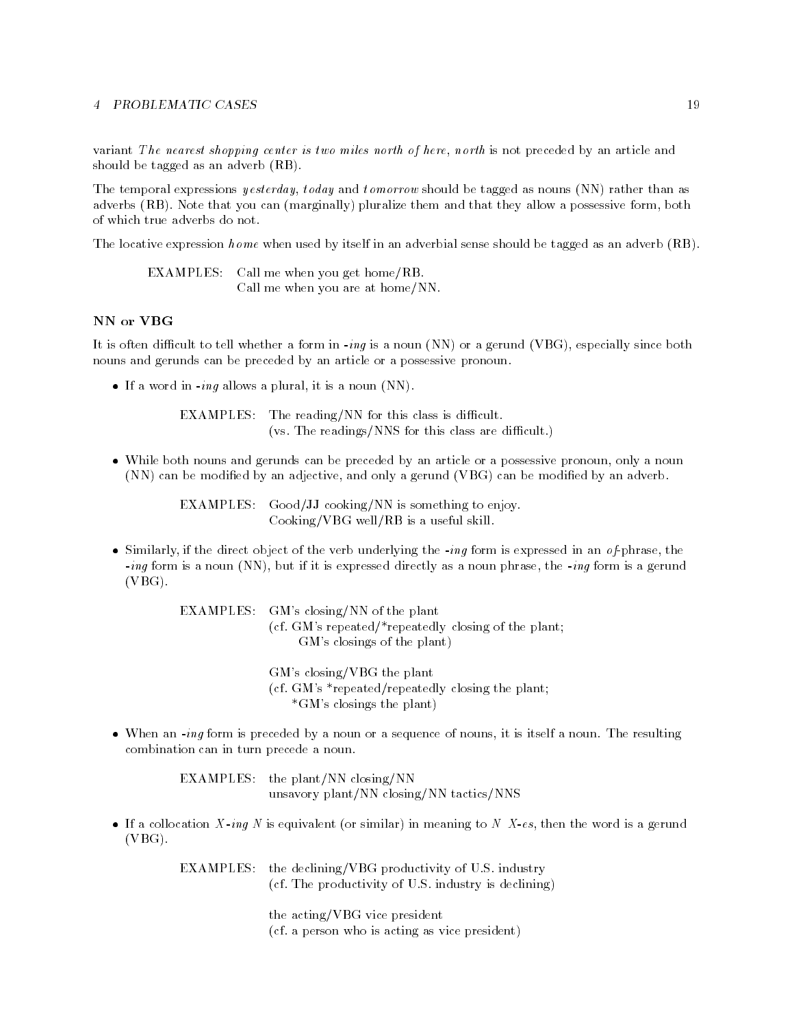variant *The nearest shopping center is two miles north of here*, *north* is not preceded by an article and should be tagged as an adverb (RB).

The temporal expressions *yesterday*, *today* and *tomorrow* should be tagged as nouns (NN) rather than as adverbs (RB). Note that you can (marginally) pluralize them and that they allow a possessive form, both of which true adverbs do not.

The locative expression *home* when used by itself in an adverbial sense should be tagged as an adverb (RB).

> EXAMPLES: Call me when you get home/RB.
> Call me when you are at home/NN.

### NN or VBG

It is often difficult to tell whether a form in *-ing* is a noun (NN) or a gerund (VBG), especially since both nouns and gerunds can be preceded by an article or a possessive pronoun.

- If a word in *-ing* allows a plural, it is a noun (NN).

  > EXAMPLES: The reading/NN for this class is difficult.
  > (vs. The readings/NNS for this class are difficult.)

- While both nouns and gerunds can be preceded by an article or a possessive pronoun, only a noun (NN) can be modified by an adjective, and only a gerund (VBG) can be modified by an adverb.

  > EXAMPLES: Good/JJ cooking/NN is something to enjoy.
  > Cooking/VBG well/RB is a useful skill.

- Similarly, if the direct object of the verb underlying the *-ing* form is expressed in an *of*-phrase, the *-ing* form is a noun (NN), but if it is expressed directly as a noun phrase, the *-ing* form is a gerund (VBG).

  > EXAMPLES: GM's closing/NN of the plant
  > (cf. GM's repeated/*repeatedly closing of the plant;
  > GM's closings of the plant)
  >
  > GM's closing/VBG the plant
  > (cf. GM's *repeated/repeatedly closing the plant;
  > *GM's closings the plant)

- When an *-ing* form is preceded by a noun or a sequence of nouns, it is itself a noun. The resulting combination can in turn precede a noun.

  > EXAMPLES: the plant/NN closing/NN
  > unsavory plant/NN closing/NN tactics/NNS

- If a collocation *X-ing N* is equivalent (or similar) in meaning to *N X-es*, then the word is a gerund (VBG).

  > EXAMPLES: the declining/VBG productivity of U.S. industry
  > (cf. The productivity of U.S. industry is declining)
  >
  > the acting/VBG vice president
  > (cf. a person who is acting as vice president)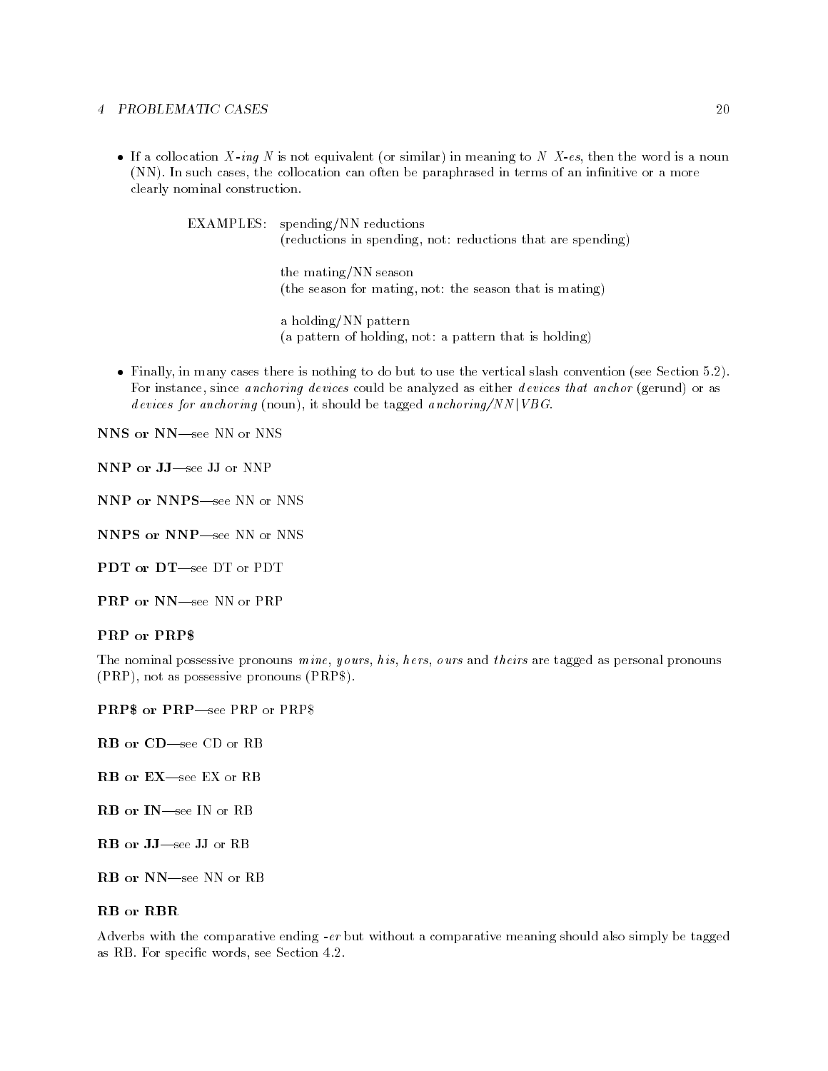- If a collocation *X-ing N* is not equivalent (or similar) in meaning to *N X-es*, then the word is a noun (NN). In such cases, the collocation can often be paraphrased in terms of an infinitive or a more clearly nominal construction.

  EXAMPLES: spending/NN reductions
  (reductions in spending, not: reductions that are spending)

  the mating/NN season
  (the season for mating, not: the season that is mating)

  a holding/NN pattern
  (a pattern of holding, not: a pattern that is holding)

- Finally, in many cases there is nothing to do but to use the vertical slash convention (see Section 5.2). For instance, since *anchoring devices* could be analyzed as either *devices that anchor* (gerund) or as *devices for anchoring* (noun), it should be tagged *anchoring/NN|VBG*.

**NNS or NN**—see NN or NNS

**NNP or JJ**—see JJ or NNP

**NNP or NNPS**—see NN or NNS

**NNPS or NNP**—see NN or NNS

**PDT or DT**—see DT or PDT

**PRP or NN**—see NN or PRP

**PRP or PRP$**

The nominal possessive pronouns *mine*, *yours*, *his*, *hers*, *ours* and *theirs* are tagged as personal pronouns (PRP), not as possessive pronouns (PRP$).

**PRP$ or PRP**—see PRP or PRP$

**RB or CD**—see CD or RB

**RB or EX**—see EX or RB

**RB or IN**—see IN or RB

**RB or JJ**—see JJ or RB

**RB or NN**—see NN or RB

**RB or RBR**

Adverbs with the comparative ending *-er* but without a comparative meaning should also simply be tagged as RB. For specific words, see Section 4.2.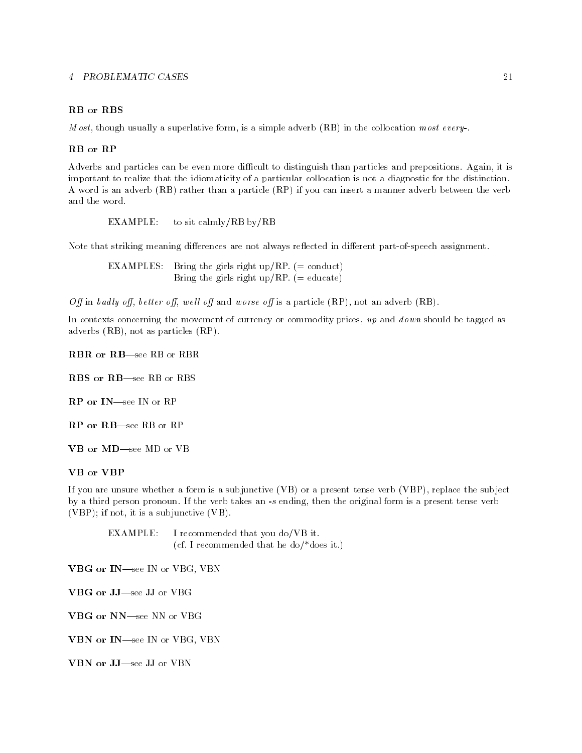### RB or RBS

*Most*, though usually a superlative form, is a simple adverb (RB) in the collocation *most every-*.

### RB or RP

Adverbs and particles can be even more difficult to distinguish than particles and prepositions. Again, it is important to realize that the idiomaticity of a particular collocation is not a diagnostic for the distinction. A word is an adverb (RB) rather than a particle (RP) if you can insert a manner adverb between the verb and the word.

> EXAMPLE: to sit calmly/RB by/RB

Note that striking meaning differences are not always reflected in different part-of-speech assignment.

> EXAMPLES: Bring the girls right up/RP. (= conduct)
> Bring the girls right up/RP. (= educate)

*Off* in *badly off*, *better off*, *well off* and *worse off* is a particle (RP), not an adverb (RB).

In contexts concerning the movement of currency or commodity prices, *up* and *down* should be tagged as adverbs (RB), not as particles (RP).

**RBR or RB**—see RB or RBR

**RBS or RB**—see RB or RBS

**RP or IN**—see IN or RP

**RP or RB**—see RB or RP

**VB or MD**—see MD or VB

### VB or VBP

If you are unsure whether a form is a subjunctive (VB) or a present tense verb (VBP), replace the subject by a third person pronoun. If the verb takes an *-s* ending, then the original form is a present tense verb (VBP); if not, it is a subjunctive (VB).

> EXAMPLE: I recommended that you do/VB it.
> (cf. I recommended that he do/*does it.)

**VBG or IN**—see IN or VBG, VBN

**VBG or JJ**—see JJ or VBG

**VBG or NN**—see NN or VBG

**VBN or IN**—see IN or VBG, VBN

**VBN or JJ**—see JJ or VBN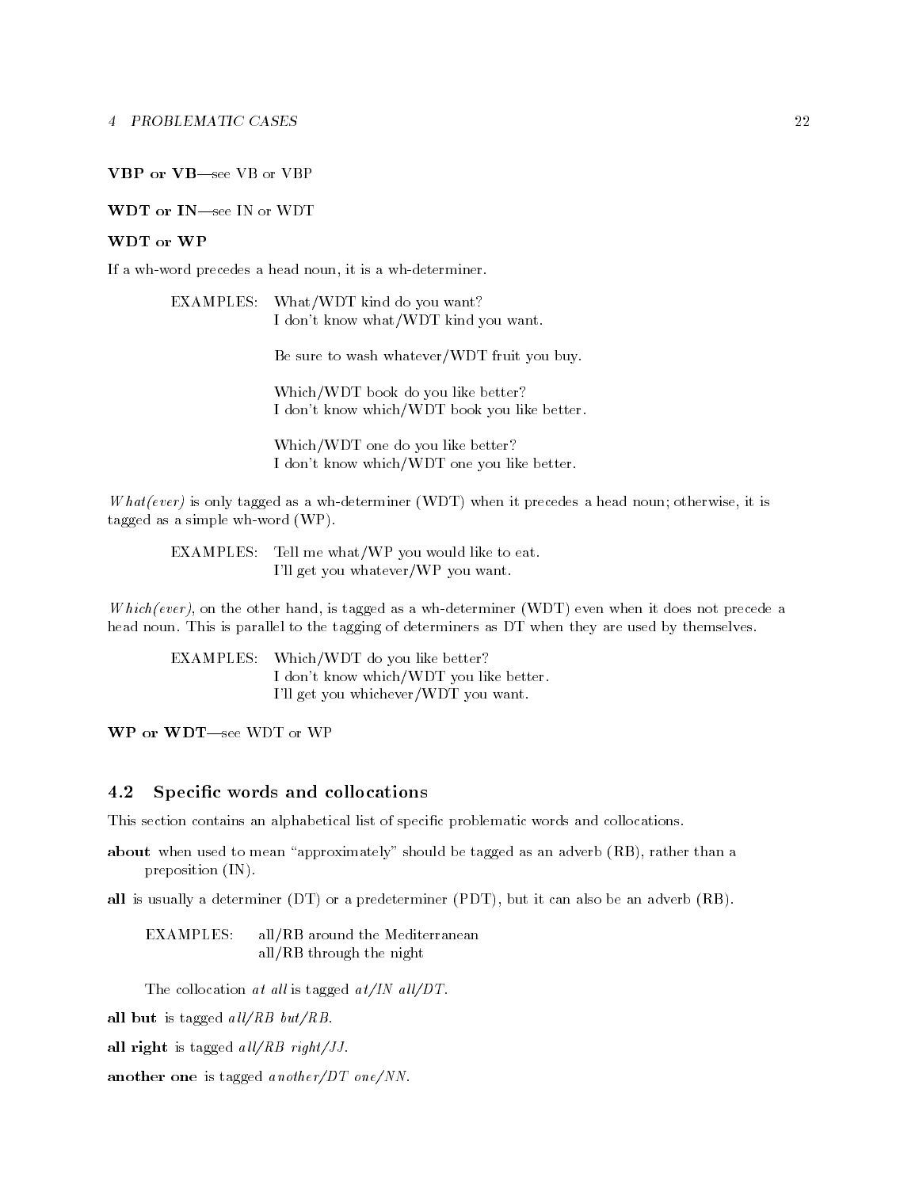**VBP or VB**—see VB or VBP

**WDT or IN**—see IN or WDT

**WDT or WP**

If a wh-word precedes a head noun, it is a wh-determiner.

EXAMPLES: What/WDT kind do you want?
I don't know what/WDT kind you want.

Be sure to wash whatever/WDT fruit you buy.

Which/WDT book do you like better?
I don't know which/WDT book you like better.

Which/WDT one do you like better?
I don't know which/WDT one you like better.

*What(ever)* is only tagged as a wh-determiner (WDT) when it precedes a head noun; otherwise, it is tagged as a simple wh-word (WP).

EXAMPLES: Tell me what/WP you would like to eat.
I'll get you whatever/WP you want.

*Which(ever)*, on the other hand, is tagged as a wh-determiner (WDT) even when it does not precede a head noun. This is parallel to the tagging of determiners as DT when they are used by themselves.

EXAMPLES: Which/WDT do you like better?
I don't know which/WDT you like better.
I'll get you whichever/WDT you want.

**WP or WDT**—see WDT or WP

## 4.2 Specific words and collocations

This section contains an alphabetical list of specific problematic words and collocations.

**about** when used to mean "approximately" should be tagged as an adverb (RB), rather than a preposition (IN).

**all** is usually a determiner (DT) or a predeterminer (PDT), but it can also be an adverb (RB).

EXAMPLES: all/RB around the Mediterranean
all/RB through the night

The collocation *at all* is tagged *at/IN all/DT*.

**all but** is tagged *all/RB but/RB*.

**all right** is tagged *all/RB right/JJ*.

**another one** is tagged *another/DT one/NN*.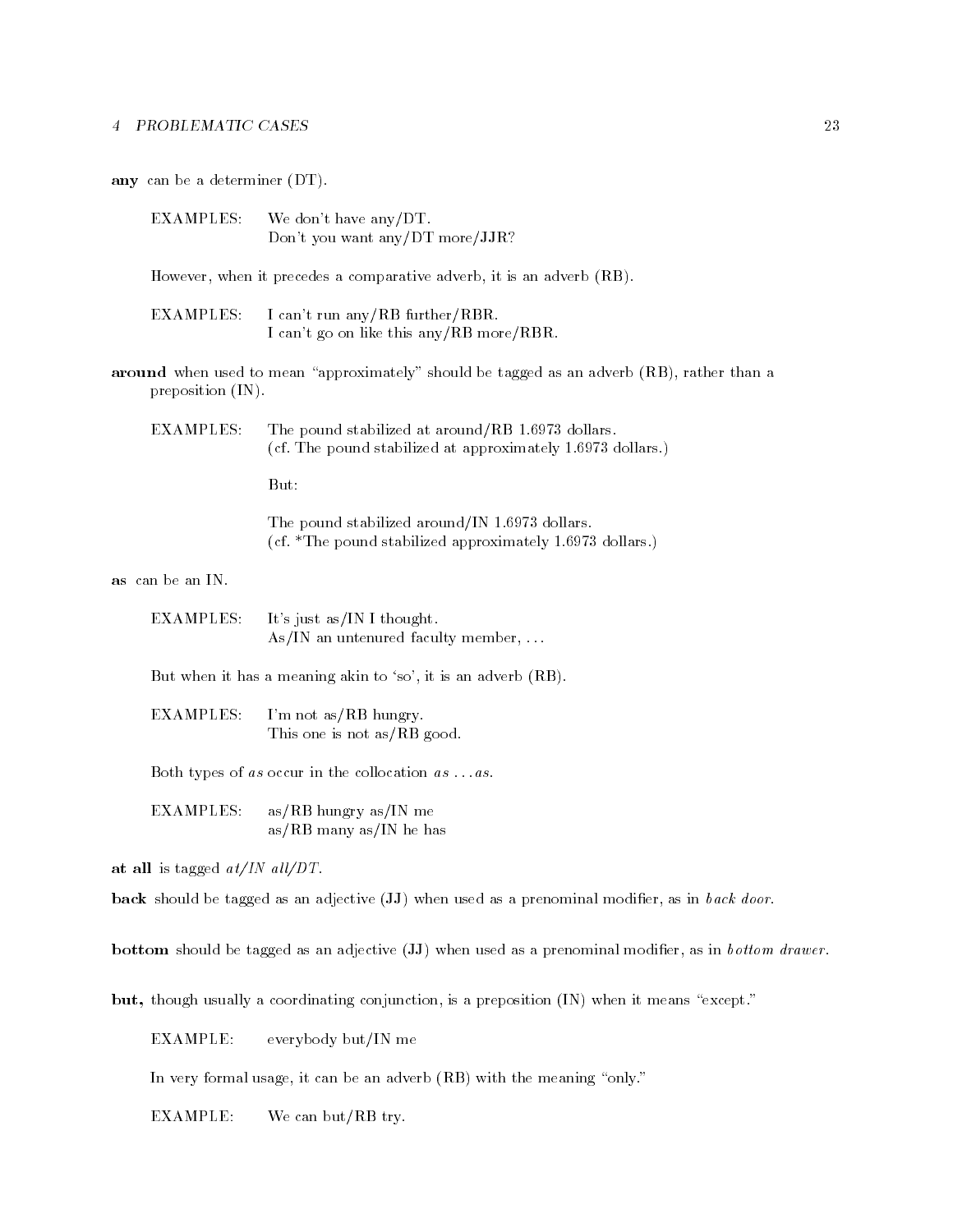**any** can be a determiner (DT).

EXAMPLES: We don't have any/DT.
Don't you want any/DT more/JJR?

However, when it precedes a comparative adverb, it is an adverb (RB).

EXAMPLES: I can't run any/RB further/RBR.
I can't go on like this any/RB more/RBR.

**around** when used to mean "approximately" should be tagged as an adverb (RB), rather than a preposition (IN).

EXAMPLES: The pound stabilized at around/RB 1.6973 dollars.
(cf. The pound stabilized at approximately 1.6973 dollars.)

But:

The pound stabilized around/IN 1.6973 dollars.
(cf. *The pound stabilized approximately 1.6973 dollars.)

**as** can be an IN.

EXAMPLES: It's just as/IN I thought.
As/IN an untenured faculty member, ...

But when it has a meaning akin to 'so', it is an adverb (RB).

EXAMPLES: I'm not as/RB hungry.
This one is not as/RB good.

Both types of *as* occur in the collocation *as ... as*.

EXAMPLES: as/RB hungry as/IN me
as/RB many as/IN he has

**at all** is tagged *at/IN all/DT*.

**back** should be tagged as an adjective (JJ) when used as a prenominal modifier, as in *back door*.

**bottom** should be tagged as an adjective (JJ) when used as a prenominal modifier, as in *bottom drawer*.

**but,** though usually a coordinating conjunction, is a preposition (IN) when it means "except."

EXAMPLE: everybody but/IN me

In very formal usage, it can be an adverb (RB) with the meaning "only."

EXAMPLE: We can but/RB try.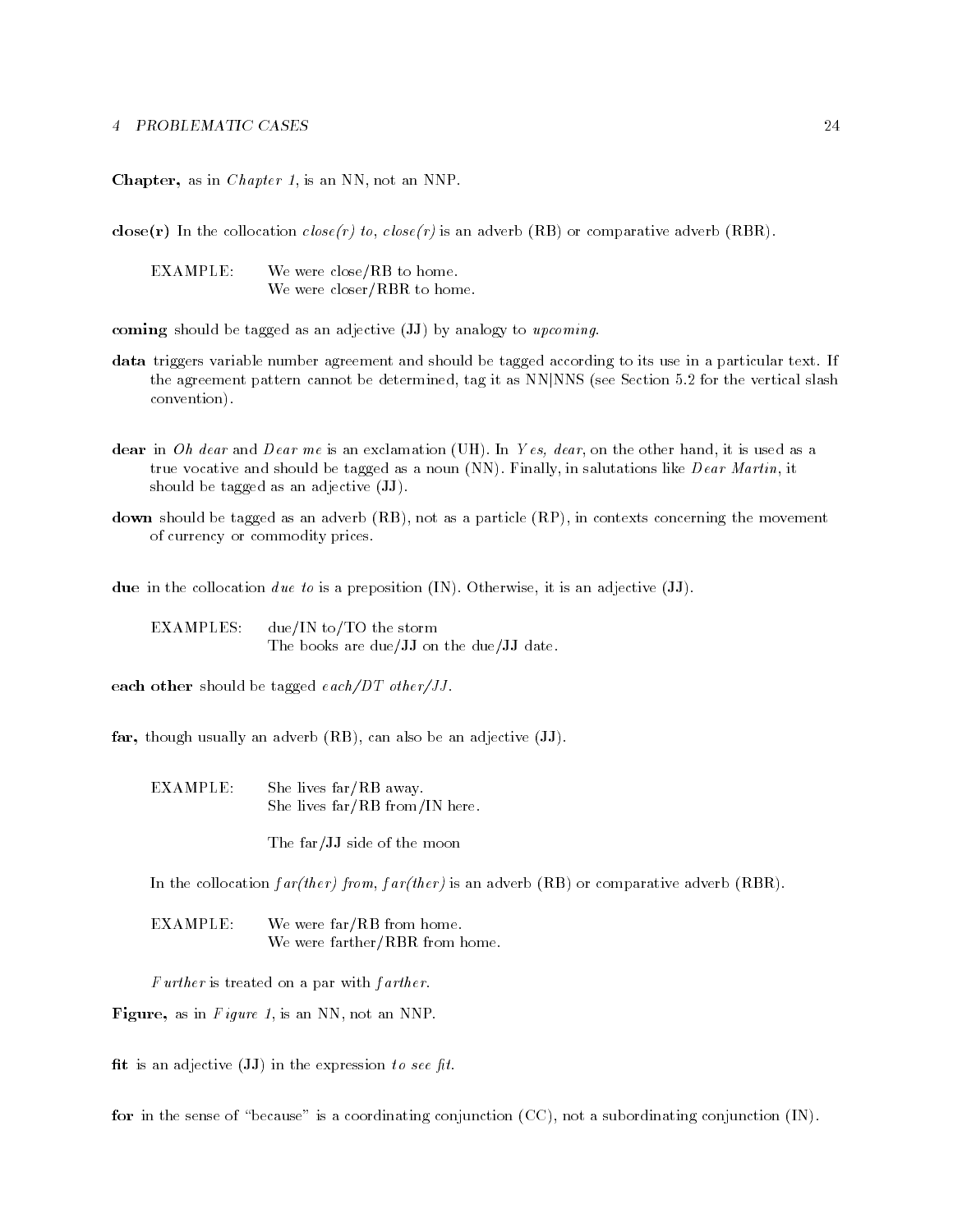**Chapter,** as in *Chapter 1*, is an NN, not an NNP.

**close(r)** In the collocation *close(r) to*, *close(r)* is an adverb (RB) or comparative adverb (RBR).

EXAMPLE: We were close/RB to home.
We were closer/RBR to home.

**coming** should be tagged as an adjective (JJ) by analogy to *upcoming*.

**data** triggers variable number agreement and should be tagged according to its use in a particular text. If the agreement pattern cannot be determined, tag it as NN|NNS (see Section 5.2 for the vertical slash convention).

**dear** in *Oh dear* and *Dear me* is an exclamation (UH). In *Yes, dear*, on the other hand, it is used as a true vocative and should be tagged as a noun (NN). Finally, in salutations like *Dear Martin*, it should be tagged as an adjective (JJ).

**down** should be tagged as an adverb (RB), not as a particle (RP), in contexts concerning the movement of currency or commodity prices.

**due** in the collocation *due to* is a preposition (IN). Otherwise, it is an adjective (JJ).

EXAMPLES: due/IN to/TO the storm
The books are due/JJ on the due/JJ date.

**each other** should be tagged *each/DT other/JJ*.

**far,** though usually an adverb (RB), can also be an adjective (JJ).

EXAMPLE: She lives far/RB away.
She lives far/RB from/IN here.

The far/JJ side of the moon

In the collocation *far(ther) from*, *far(ther)* is an adverb (RB) or comparative adverb (RBR).

EXAMPLE: We were far/RB from home.
We were farther/RBR from home.

*Further* is treated on a par with *farther*.

**Figure,** as in *Figure 1*, is an NN, not an NNP.

**fit** is an adjective (JJ) in the expression *to see fit*.

**for** in the sense of "because" is a coordinating conjunction (CC), not a subordinating conjunction (IN).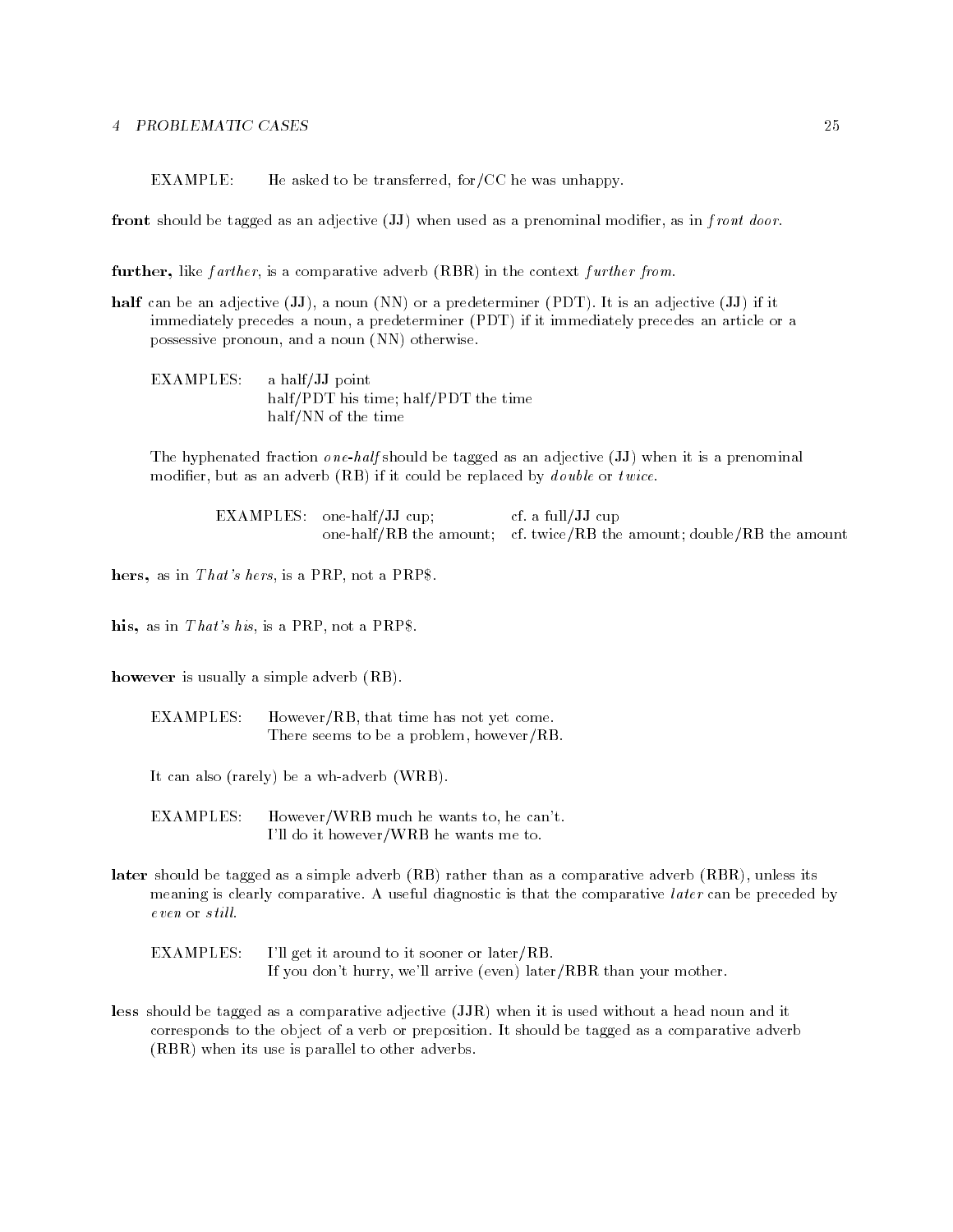EXAMPLE: He asked to be transferred, for/CC he was unhappy.

**front** should be tagged as an adjective (**JJ**) when used as a prenominal modifier, as in *front door*.

**further,** like *farther*, is a comparative adverb (RBR) in the context *further from*.

**half** can be an adjective (**JJ**), a noun (NN) or a predeterminer (PDT). It is an adjective (**JJ**) if it immediately precedes a noun, a predeterminer (PDT) if it immediately precedes an article or a possessive pronoun, and a noun (NN) otherwise.

EXAMPLES: a half/**JJ** point
half/PDT his time; half/PDT the time
half/NN of the time

The hyphenated fraction *one-half* should be tagged as an adjective (**JJ**) when it is a prenominal modifier, but as an adverb (RB) if it could be replaced by *double* or *twice*.

EXAMPLES: one-half/**JJ** cup; cf. a full/**JJ** cup
one-half/RB the amount; cf. twice/RB the amount; double/RB the amount

**hers,** as in *That's hers*, is a PRP, not a PRP$.

**his,** as in *That's his*, is a PRP, not a PRP$.

**however** is usually a simple adverb (RB).

EXAMPLES: However/RB, that time has not yet come.
There seems to be a problem, however/RB.

It can also (rarely) be a wh-adverb (WRB).

EXAMPLES: However/WRB much he wants to, he can't.
I'll do it however/WRB he wants me to.

**later** should be tagged as a simple adverb (RB) rather than as a comparative adverb (RBR), unless its meaning is clearly comparative. A useful diagnostic is that the comparative *later* can be preceded by *even* or *still*.

EXAMPLES: I'll get it around to it sooner or later/RB.
If you don't hurry, we'll arrive (even) later/RBR than your mother.

**less** should be tagged as a comparative adjective (JJR) when it is used without a head noun and it corresponds to the object of a verb or preposition. It should be tagged as a comparative adverb (RBR) when its use is parallel to other adverbs.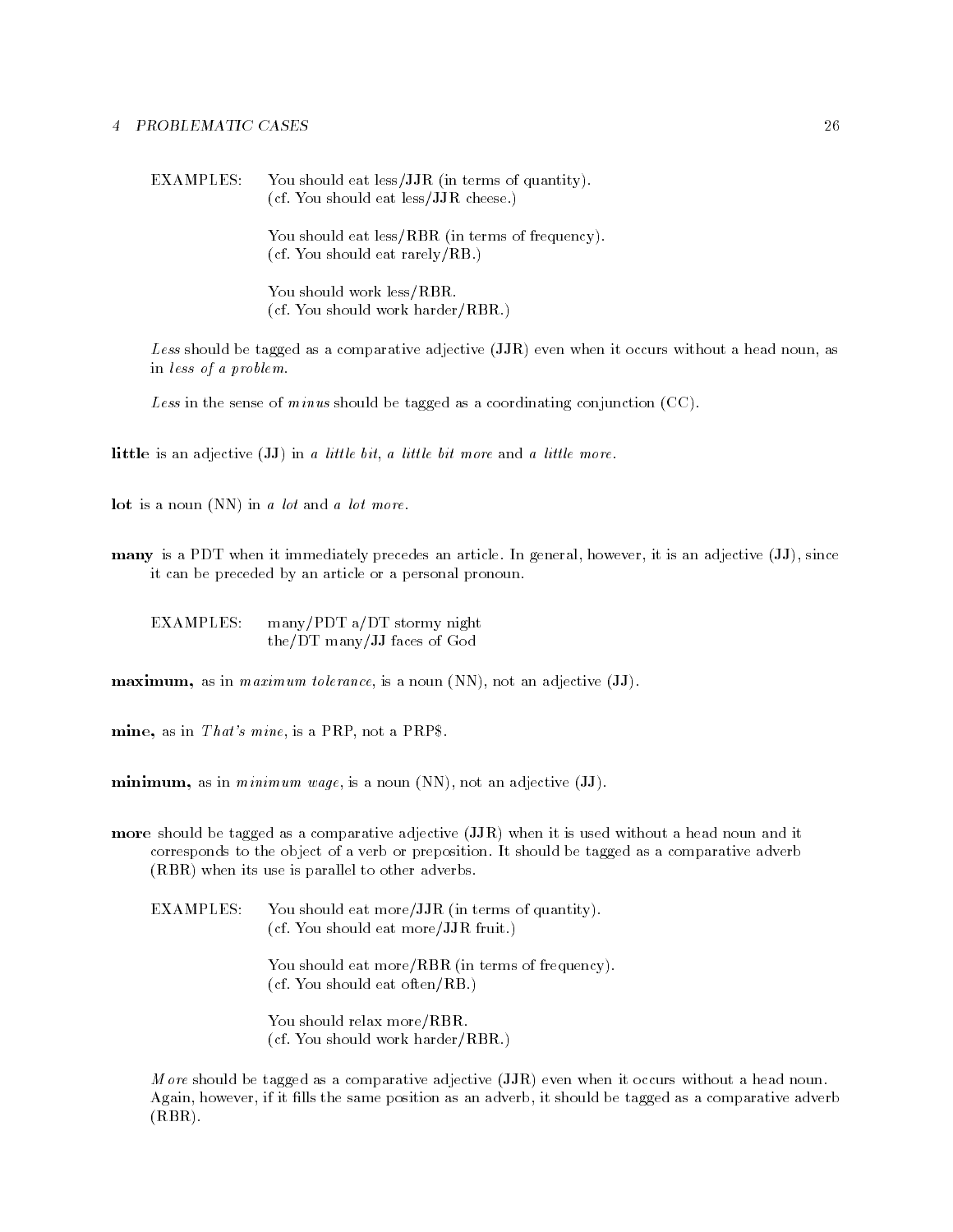EXAMPLES: You should eat less/**JJR** (in terms of quantity).
(cf. You should eat less/**JJR** cheese.)

You should eat less/**RBR** (in terms of frequency).
(cf. You should eat rarely/**RB**.)

You should work less/**RBR**.
(cf. You should work harder/**RBR**.)

*Less* should be tagged as a comparative adjective (**JJR**) even when it occurs without a head noun, as in *less of a problem*.

*Less* in the sense of *minus* should be tagged as a coordinating conjunction (CC).

**little** is an adjective (**JJ**) in *a little bit*, *a little bit more* and *a little more*.

**lot** is a noun (NN) in *a lot* and *a lot more*.

**many** is a PDT when it immediately precedes an article. In general, however, it is an adjective (**JJ**), since it can be preceded by an article or a personal pronoun.

EXAMPLES: many/**PDT** a/**DT** stormy night
the/**DT** many/**JJ** faces of God

**maximum,** as in *maximum tolerance*, is a noun (NN), not an adjective (**JJ**).

**mine,** as in *That's mine*, is a PRP, not a PRP$.

**minimum,** as in *minimum wage*, is a noun (NN), not an adjective (**JJ**).

**more** should be tagged as a comparative adjective (**JJR**) when it is used without a head noun and it corresponds to the object of a verb or preposition. It should be tagged as a comparative adverb (RBR) when its use is parallel to other adverbs.

EXAMPLES: You should eat more/**JJR** (in terms of quantity).
(cf. You should eat more/**JJR** fruit.)

You should eat more/**RBR** (in terms of frequency).
(cf. You should eat often/**RB**.)

You should relax more/**RBR**.
(cf. You should work harder/**RBR**.)

*More* should be tagged as a comparative adjective (**JJR**) even when it occurs without a head noun. Again, however, if it fills the same position as an adverb, it should be tagged as a comparative adverb (RBR).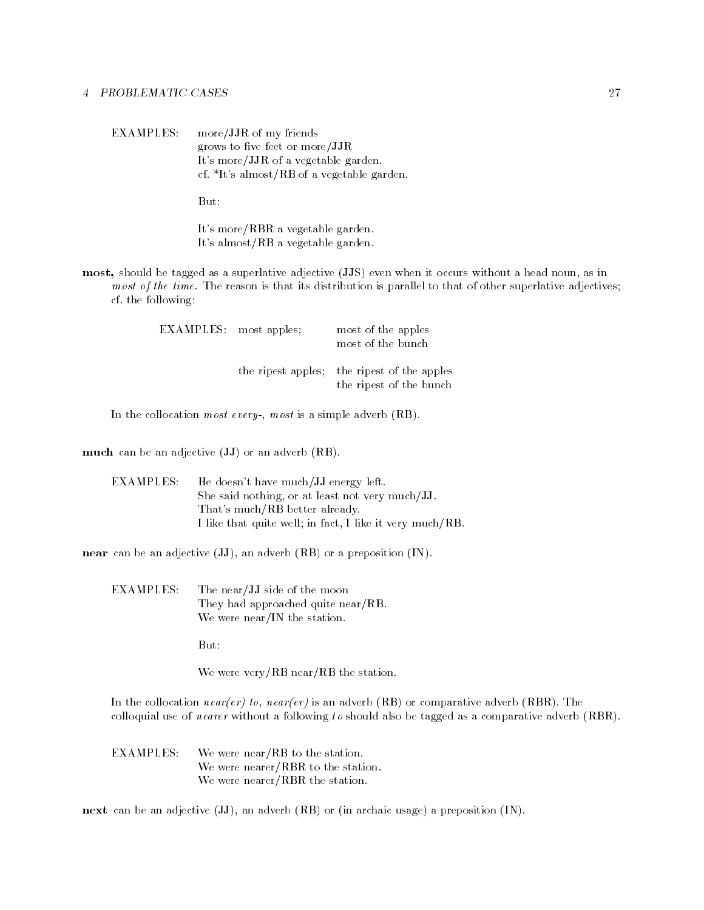EXAMPLES: more/JJR of my friends
grows to five feet or more/JJR
It's more/JJR of a vegetable garden.
cf. *It's almost/RB of a vegetable garden.

But:

It's more/RBR a vegetable garden.
It's almost/RB a vegetable garden.

**most,** should be tagged as a superlative adjective (JJS) even when it occurs without a head noun, as in *most of the time*. The reason is that its distribution is parallel to that of other superlative adjectives; cf. the following:

| EXAMPLES: | most apples; | most of the apples |
|---|---|---|
| | | most of the bunch |
| | the ripest apples; | the ripest of the apples |
| | | the ripest of the bunch |

In the collocation *most every-*, *most* is a simple adverb (RB).

**much** can be an adjective (JJ) or an adverb (RB).

EXAMPLES: He doesn't have much/JJ energy left.
She said nothing, or at least not very much/JJ.
That's much/RB better already.
I like that quite well; in fact, I like it very much/RB.

**near** can be an adjective (JJ), an adverb (RB) or a preposition (IN).

EXAMPLES: The near/JJ side of the moon
They had approached quite near/RB.
We were near/IN the station.

But:

We were very/RB near/RB the station.

In the collocation *near(er) to*, *near(er)* is an adverb (RB) or comparative adverb (RBR). The colloquial use of *nearer* without a following *to* should also be tagged as a comparative adverb (RBR).

EXAMPLES: We were near/RB to the station.
We were nearer/RBR to the station.
We were nearer/RBR the station.

**next** can be an adjective (JJ), an adverb (RB) or (in archaic usage) a preposition (IN).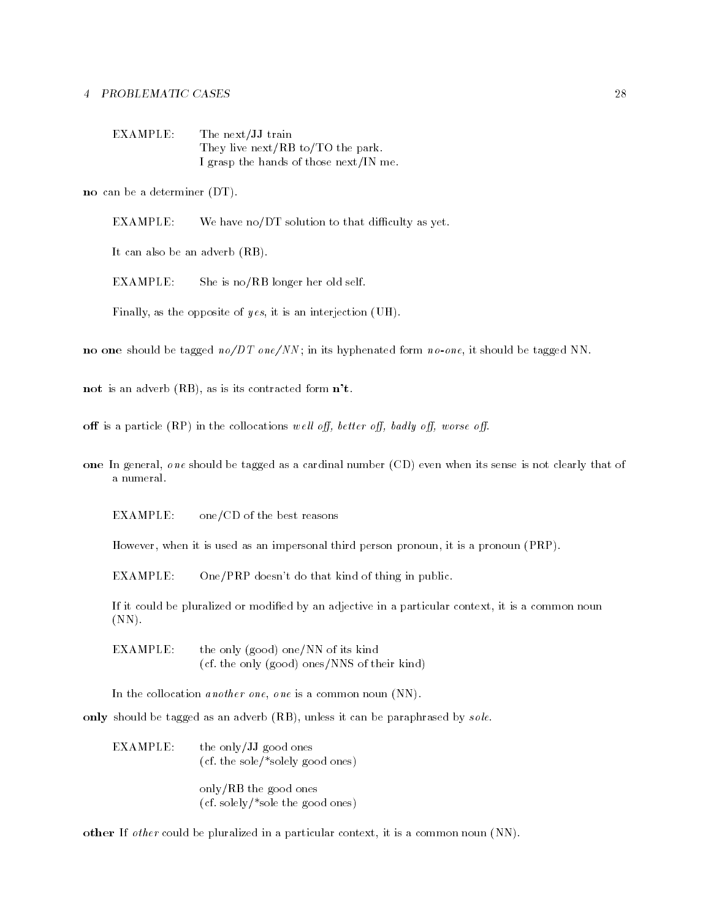EXAMPLE: The next/JJ train
They live next/RB to/TO the park.
I grasp the hands of those next/IN me.

**no** can be a determiner (DT).

EXAMPLE: We have no/DT solution to that difficulty as yet.

It can also be an adverb (RB).

EXAMPLE: She is no/RB longer her old self.

Finally, as the opposite of *yes*, it is an interjection (UH).

**no one** should be tagged *no/DT one/NN*; in its hyphenated form *no-one*, it should be tagged NN.

**not** is an adverb (RB), as is its contracted form **n't**.

**off** is a particle (RP) in the collocations *well off, better off, badly off, worse off*.

**one** In general, *one* should be tagged as a cardinal number (CD) even when its sense is not clearly that of a numeral.

EXAMPLE: one/CD of the best reasons

However, when it is used as an impersonal third person pronoun, it is a pronoun (PRP).

EXAMPLE: One/PRP doesn't do that kind of thing in public.

If it could be pluralized or modified by an adjective in a particular context, it is a common noun (NN).

EXAMPLE: the only (good) one/NN of its kind
(cf. the only (good) ones/NNS of their kind)

In the collocation *another one*, *one* is a common noun (NN).

**only** should be tagged as an adverb (RB), unless it can be paraphrased by *sole*.

EXAMPLE: the only/JJ good ones
(cf. the sole/*solely good ones)

only/RB the good ones
(cf. solely/*sole the good ones)

**other** If *other* could be pluralized in a particular context, it is a common noun (NN).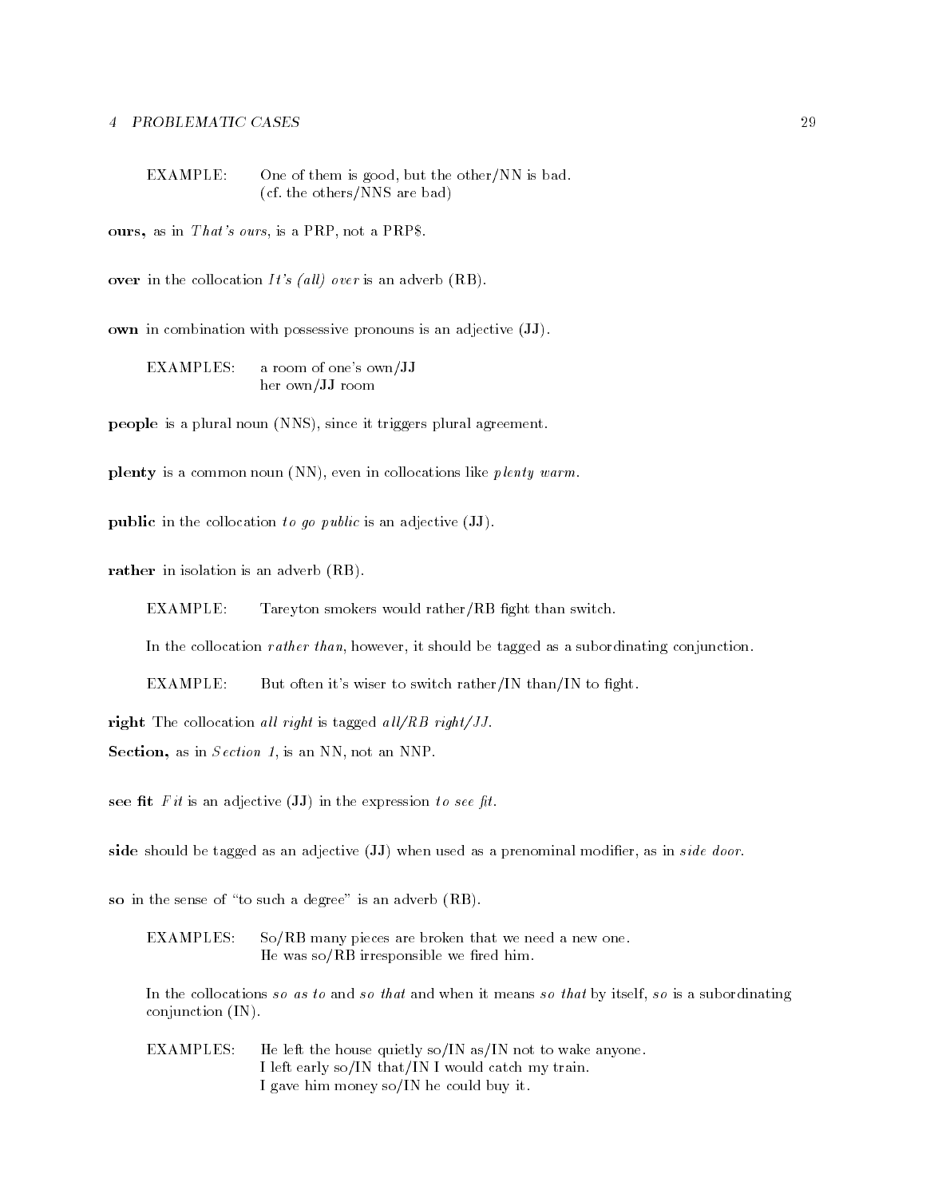EXAMPLE: One of them is good, but the other/NN is bad.
(cf. the others/NNS are bad)

**ours,** as in *That's ours*, is a PRP, not a PRP$.

**over** in the collocation *It's (all) over* is an adverb (RB).

**own** in combination with possessive pronouns is an adjective (**JJ**).

EXAMPLES: a room of one's own/**JJ**
her own/**JJ** room

**people** is a plural noun (NNS), since it triggers plural agreement.

**plenty** is a common noun (NN), even in collocations like *plenty warm*.

**public** in the collocation *to go public* is an adjective (**JJ**).

**rather** in isolation is an adverb (RB).

EXAMPLE: Tareyton smokers would rather/RB fight than switch.

In the collocation *rather than*, however, it should be tagged as a subordinating conjunction.

EXAMPLE: But often it's wiser to switch rather/IN than/IN to fight.

**right** The collocation *all right* is tagged *all/RB right/JJ*.

**Section,** as in *Section 1*, is an NN, not an NNP.

**see fit** *Fit* is an adjective (**JJ**) in the expression *to see fit*.

**side** should be tagged as an adjective (**JJ**) when used as a prenominal modifier, as in *side door*.

**so** in the sense of "to such a degree" is an adverb (RB).

EXAMPLES: So/RB many pieces are broken that we need a new one.
He was so/RB irresponsible we fired him.

In the collocations *so as to* and *so that* and when it means *so that* by itself, *so* is a subordinating conjunction (IN).

EXAMPLES: He left the house quietly so/IN as/IN not to wake anyone.
I left early so/IN that/IN I would catch my train.
I gave him money so/IN he could buy it.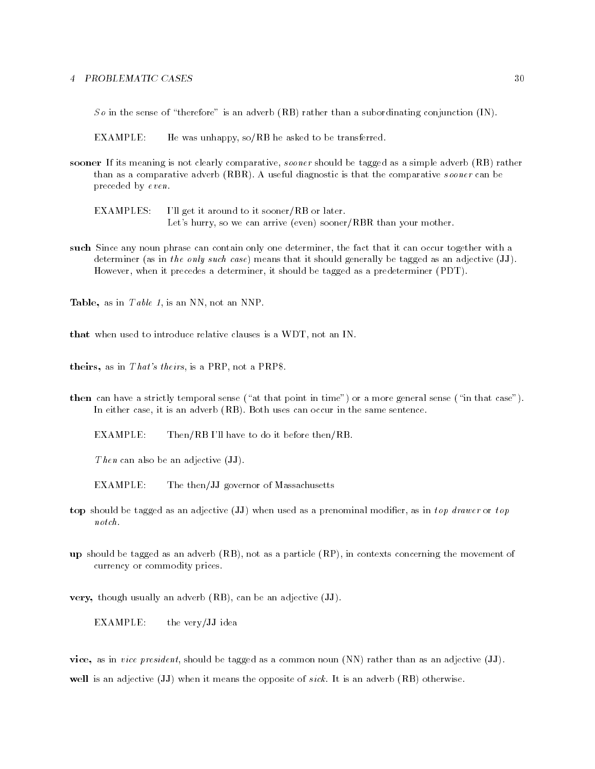*So* in the sense of "therefore" is an adverb (RB) rather than a subordinating conjunction (IN).

EXAMPLE: He was unhappy, so/RB he asked to be transferred.

**sooner** If its meaning is not clearly comparative, *sooner* should be tagged as a simple adverb (RB) rather than as a comparative adverb (RBR). A useful diagnostic is that the comparative *sooner* can be preceded by *even*.

EXAMPLES: I'll get it around to it sooner/RB or later.
Let's hurry, so we can arrive (even) sooner/RBR than your mother.

**such** Since any noun phrase can contain only one determiner, the fact that it can occur together with a determiner (as in *the only such case*) means that it should generally be tagged as an adjective (JJ). However, when it precedes a determiner, it should be tagged as a predeterminer (PDT).

**Table,** as in *Table 1*, is an NN, not an NNP.

**that** when used to introduce relative clauses is a WDT, not an IN.

**theirs,** as in *That's theirs*, is a PRP, not a PRP$.

**then** can have a strictly temporal sense ("at that point in time") or a more general sense ("in that case"). In either case, it is an adverb (RB). Both uses can occur in the same sentence.

EXAMPLE: Then/RB I'll have to do it before then/RB.

*Then* can also be an adjective (JJ).

EXAMPLE: The then/JJ governor of Massachusetts

**top** should be tagged as an adjective (JJ) when used as a prenominal modifier, as in *top drawer* or *top notch*.

**up** should be tagged as an adverb (RB), not as a particle (RP), in contexts concerning the movement of currency or commodity prices.

**very,** though usually an adverb (RB), can be an adjective (JJ).

EXAMPLE: the very/JJ idea

**vice,** as in *vice president*, should be tagged as a common noun (NN) rather than as an adjective (JJ).

**well** is an adjective (JJ) when it means the opposite of *sick*. It is an adverb (RB) otherwise.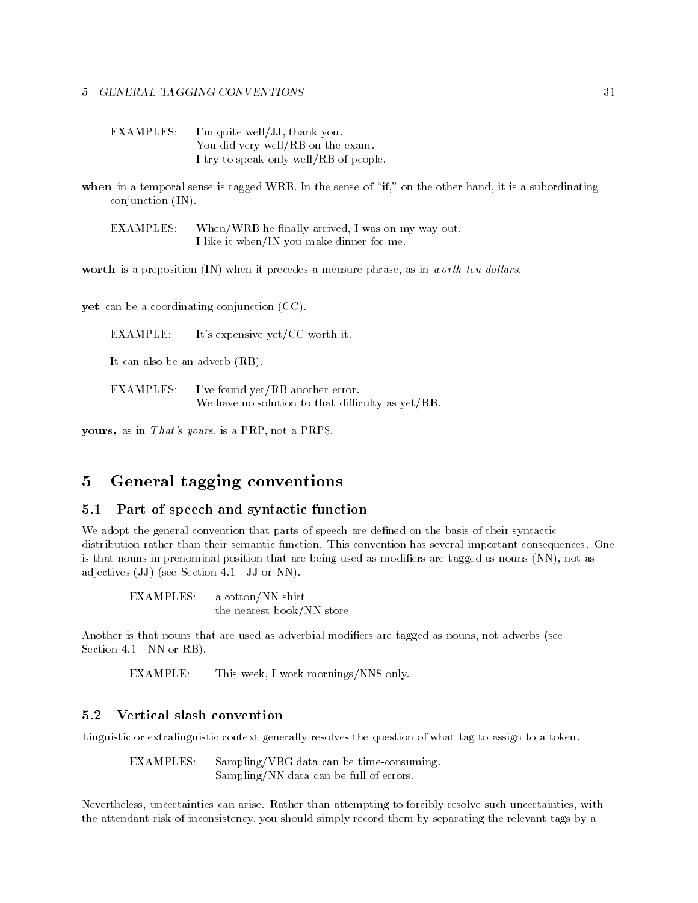EXAMPLES: I'm quite well/JJ, thank you.
You did very well/RB on the exam.
I try to speak only well/RB of people.

**when** in a temporal sense is tagged WRB. In the sense of "if," on the other hand, it is a subordinating conjunction (IN).

EXAMPLES: When/WRB he finally arrived, I was on my way out.
I like it when/IN you make dinner for me.

**worth** is a preposition (IN) when it precedes a measure phrase, as in *worth ten dollars*.

**yet** can be a coordinating conjunction (CC).

EXAMPLE: It's expensive yet/CC worth it.

It can also be an adverb (RB).

EXAMPLES: I've found yet/RB another error.
We have no solution to that difficulty as yet/RB.

**yours,** as in *That's yours*, is a PRP, not a PRP$.

# 5 General tagging conventions

## 5.1 Part of speech and syntactic function

We adopt the general convention that parts of speech are defined on the basis of their syntactic distribution rather than their semantic function. This convention has several important consequences. One is that nouns in prenominal position that are being used as modifiers are tagged as nouns (NN), not as adjectives (JJ) (see Section 4.1—JJ or NN).

EXAMPLES: a cotton/NN shirt
the nearest book/NN store

Another is that nouns that are used as adverbial modifiers are tagged as nouns, not adverbs (see Section 4.1—NN or RB).

EXAMPLE: This week, I work mornings/NNS only.

## 5.2 Vertical slash convention

Linguistic or extralinguistic context generally resolves the question of what tag to assign to a token.

EXAMPLES: Sampling/VBG data can be time-consuming.
Sampling/NN data can be full of errors.

Nevertheless, uncertainties can arise. Rather than attempting to forcibly resolve such uncertainties, with the attendant risk of inconsistency, you should simply record them by separating the relevant tags by a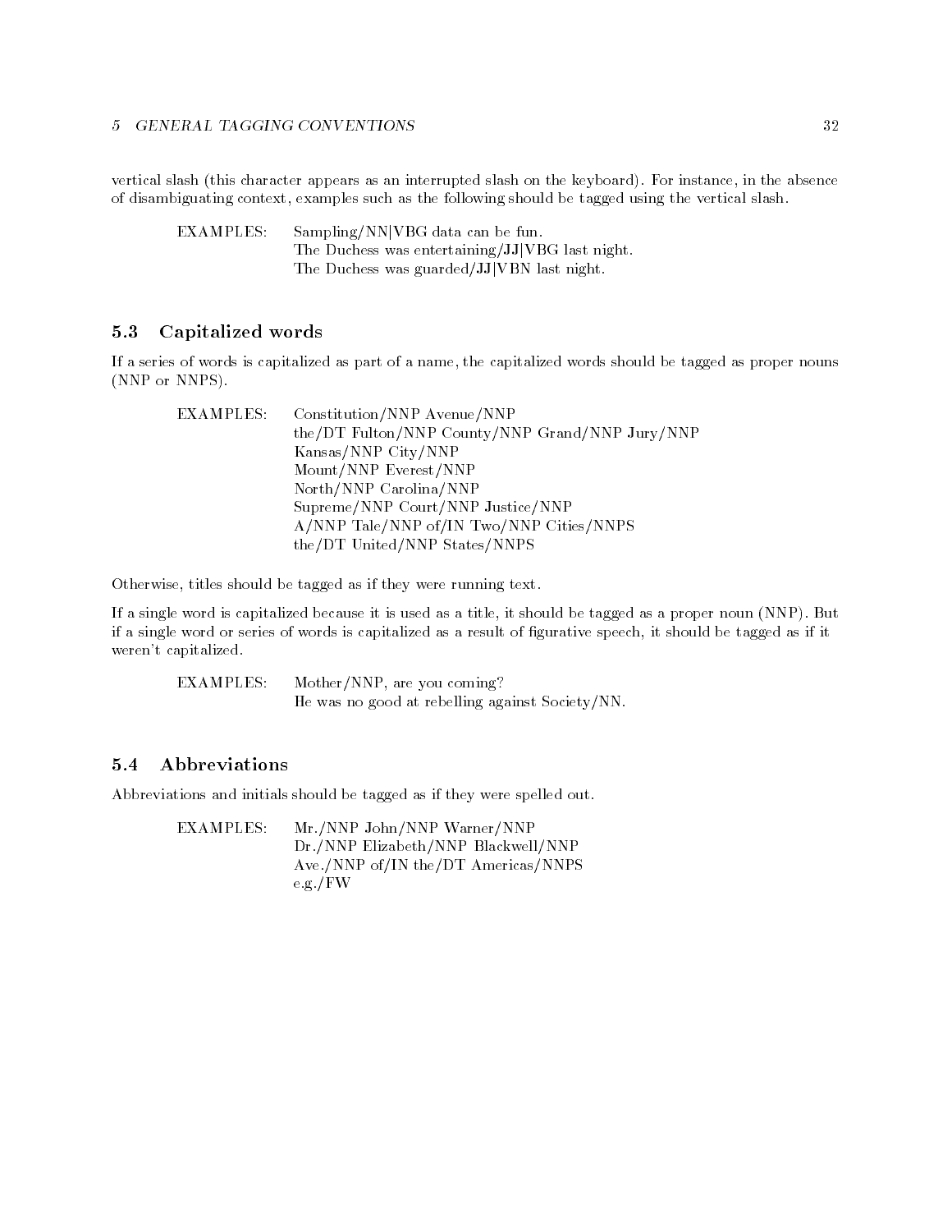vertical slash (this character appears as an interrupted slash on the keyboard). For instance, in the absence of disambiguating context, examples such as the following should be tagged using the vertical slash.

EXAMPLES: Sampling/NN|VBG data can be fun.
The Duchess was entertaining/JJ|VBG last night.
The Duchess was guarded/JJ|VBN last night.

## 5.3 Capitalized words

If a series of words is capitalized as part of a name, the capitalized words should be tagged as proper nouns (NNP or NNPS).

EXAMPLES: Constitution/NNP Avenue/NNP
the/DT Fulton/NNP County/NNP Grand/NNP Jury/NNP
Kansas/NNP City/NNP
Mount/NNP Everest/NNP
North/NNP Carolina/NNP
Supreme/NNP Court/NNP Justice/NNP
A/NNP Tale/NNP of/IN Two/NNP Cities/NNPS
the/DT United/NNP States/NNPS

Otherwise, titles should be tagged as if they were running text.

If a single word is capitalized because it is used as a title, it should be tagged as a proper noun (NNP). But if a single word or series of words is capitalized as a result of figurative speech, it should be tagged as if it weren't capitalized.

EXAMPLES: Mother/NNP, are you coming?
He was no good at rebelling against Society/NN.

## 5.4 Abbreviations

Abbreviations and initials should be tagged as if they were spelled out.

EXAMPLES: Mr./NNP John/NNP Warner/NNP
Dr./NNP Elizabeth/NNP Blackwell/NNP
Ave./NNP of/IN the/DT Americas/NNPS
e.g./FW